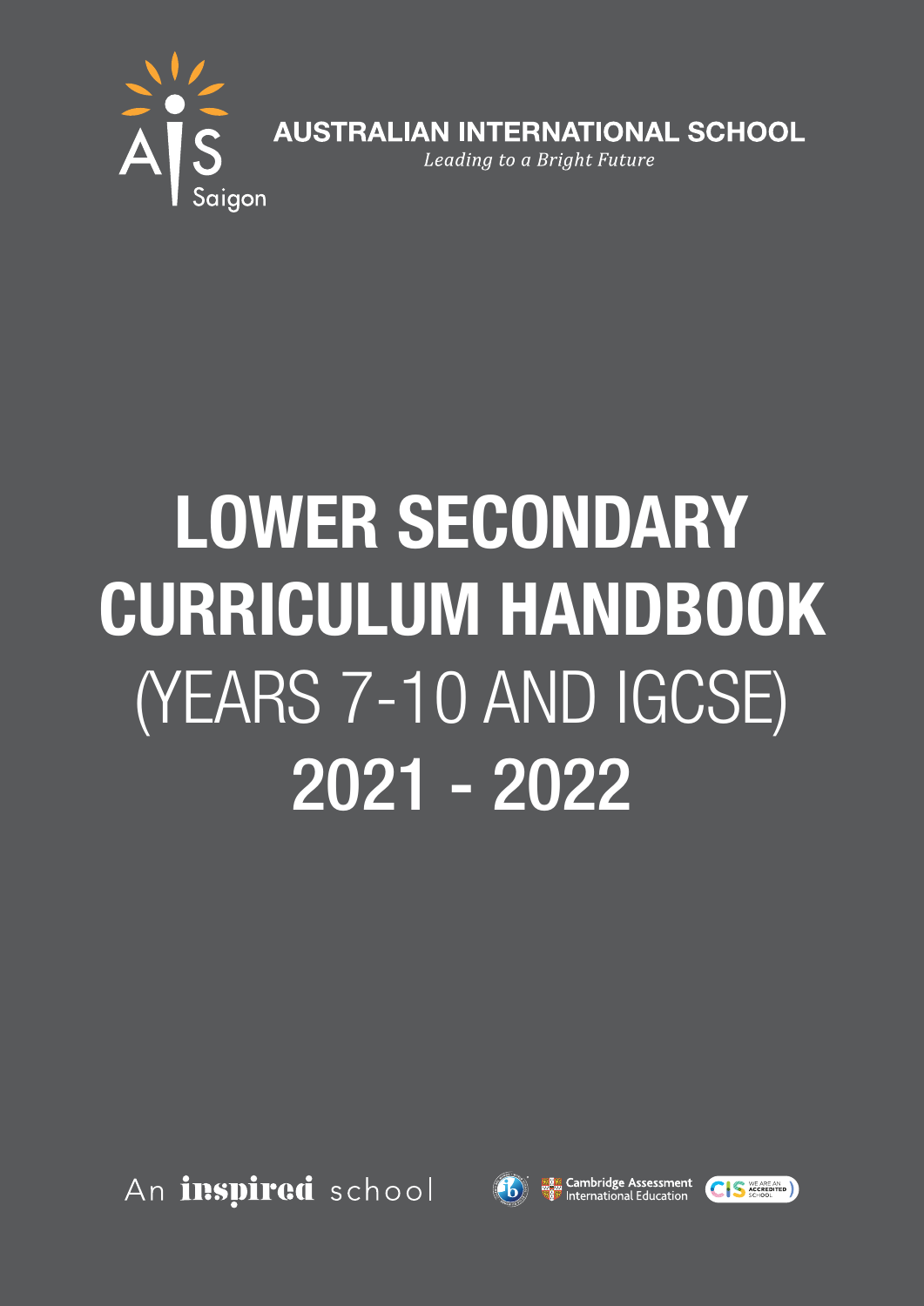AIS Saigon

**AUSTRALIAN INTERNATIONAL SCHOOL**

*Leading to a Bright Future*

# LOWER SECONDARY CURRICULUM HANDBOOK

## (YEARS 7-10 AND IGCSE)

## 2021 - 2022

An **inspired** school

Cambridge Assessment International Education

CIS WE ARE AN ACCREDITED SCHOOL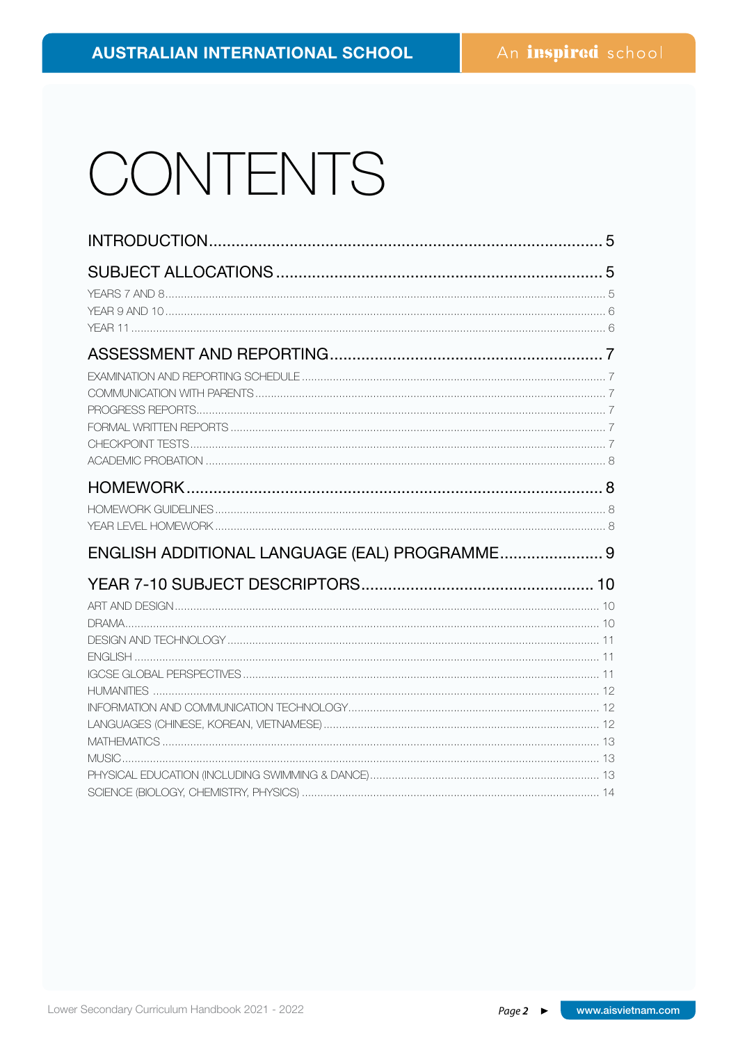# CONTENTS

| | |
|---|---|
| **INTRODUCTION** | 5 |
| **SUBJECT ALLOCATIONS** | 5 |
| YEARS 7 AND 8 | 5 |
| YEAR 9 AND 10 | 6 |
| YEAR 11 | 6 |
| **ASSESSMENT AND REPORTING** | 7 |
| EXAMINATION AND REPORTING SCHEDULE | 7 |
| COMMUNICATION WITH PARENTS | 7 |
| PROGRESS REPORTS | 7 |
| FORMAL WRITTEN REPORTS | 7 |
| CHECKPOINT TESTS | 7 |
| ACADEMIC PROBATION | 8 |
| **HOMEWORK** | 8 |
| HOMEWORK GUIDELINES | 8 |
| YEAR LEVEL HOMEWORK | 8 |
| **ENGLISH ADDITIONAL LANGUAGE (EAL) PROGRAMME** | 9 |
| **YEAR 7-10 SUBJECT DESCRIPTORS** | 10 |
| ART AND DESIGN | 10 |
| DRAMA | 10 |
| DESIGN AND TECHNOLOGY | 11 |
| ENGLISH | 11 |
| IGCSE GLOBAL PERSPECTIVES | 11 |
| HUMANITIES | 12 |
| INFORMATION AND COMMUNICATION TECHNOLOGY | 12 |
| LANGUAGES (CHINESE, KOREAN, VIETNAMESE) | 12 |
| MATHEMATICS | 13 |
| MUSIC | 13 |
| PHYSICAL EDUCATION (INCLUDING SWIMMING & DANCE) | 13 |
| SCIENCE (BIOLOGY, CHEMISTRY, PHYSICS) | 14 |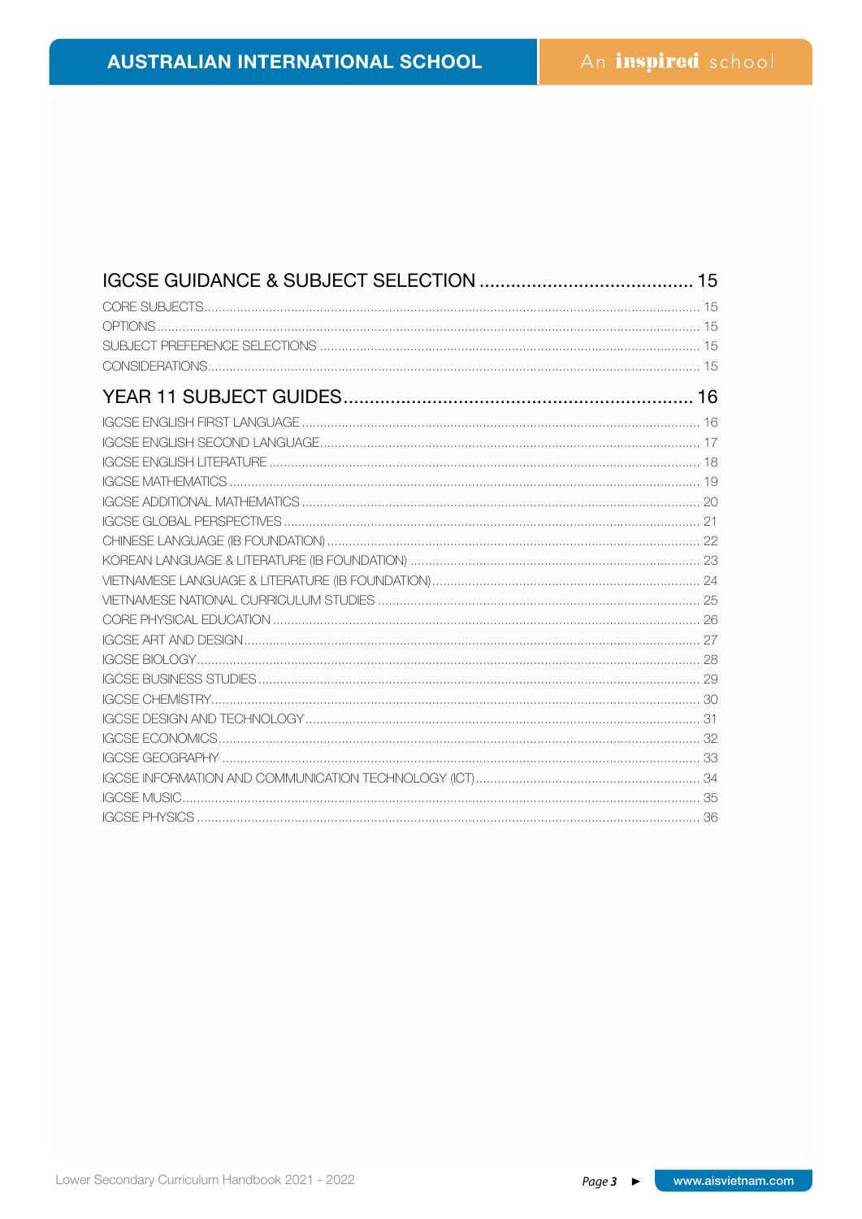IGCSE GUIDANCE & SUBJECT SELECTION ........................................ 15

CORE SUBJECTS ........................................ 15

OPTIONS ........................................ 15

SUBJECT PREFERENCE SELECTIONS ........................................ 15

CONSIDERATIONS ........................................ 15

YEAR 11 SUBJECT GUIDES ........................................ 16

IGCSE ENGLISH FIRST LANGUAGE ........................................ 16

IGCSE ENGLISH SECOND LANGUAGE ........................................ 17

IGCSE ENGLISH LITERATURE ........................................ 18

IGCSE MATHEMATICS ........................................ 19

IGCSE ADDITIONAL MATHEMATICS ........................................ 20

IGCSE GLOBAL PERSPECTIVES ........................................ 21

CHINESE LANGUAGE (IB FOUNDATION) ........................................ 22

KOREAN LANGUAGE & LITERATURE (IB FOUNDATION) ........................................ 23

VIETNAMESE LANGUAGE & LITERATURE (IB FOUNDATION) ........................................ 24

VIETNAMESE NATIONAL CURRICULUM STUDIES ........................................ 25

CORE PHYSICAL EDUCATION ........................................ 26

IGCSE ART AND DESIGN ........................................ 27

IGCSE BIOLOGY ........................................ 28

IGCSE BUSINESS STUDIES ........................................ 29

IGCSE CHEMISTRY ........................................ 30

IGCSE DESIGN AND TECHNOLOGY ........................................ 31

IGCSE ECONOMICS ........................................ 32

IGCSE GEOGRAPHY ........................................ 33

IGCSE INFORMATION AND COMMUNICATION TECHNOLOGY (ICT) ........................................ 34

IGCSE MUSIC ........................................ 35

IGCSE PHYSICS ........................................ 36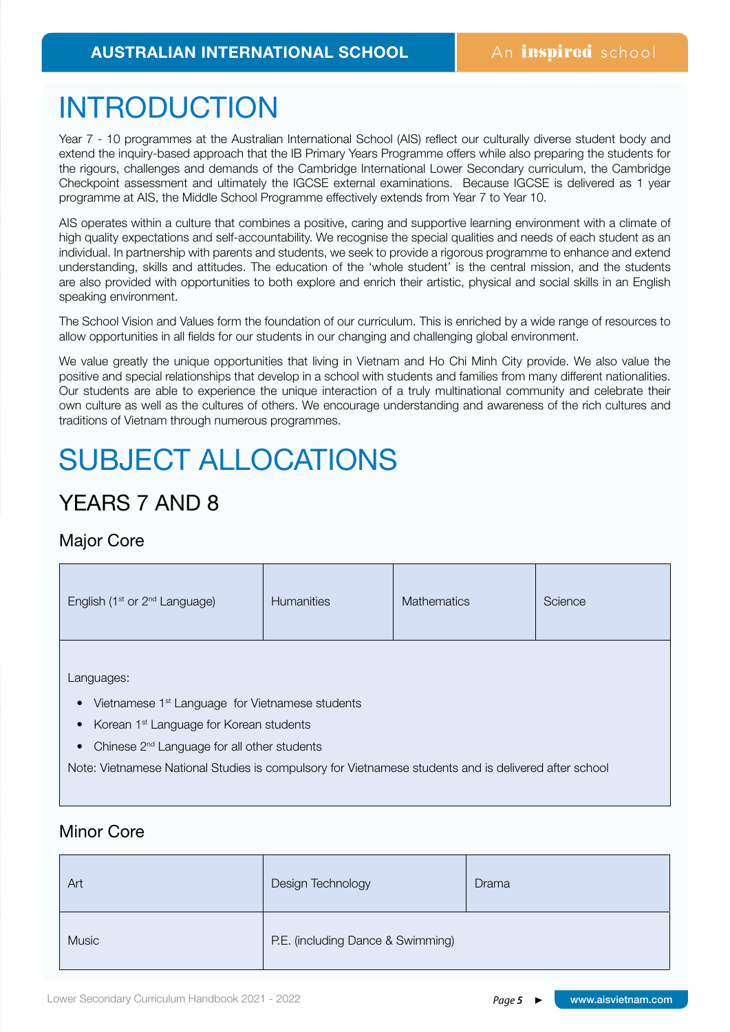# INTRODUCTION

Year 7 - 10 programmes at the Australian International School (AIS) reflect our culturally diverse student body and extend the inquiry-based approach that the IB Primary Years Programme offers while also preparing the students for the rigours, challenges and demands of the Cambridge International Lower Secondary curriculum, the Cambridge Checkpoint assessment and ultimately the IGCSE external examinations. Because IGCSE is delivered as 1 year programme at AIS, the Middle School Programme effectively extends from Year 7 to Year 10.

AIS operates within a culture that combines a positive, caring and supportive learning environment with a climate of high quality expectations and self-accountability. We recognise the special qualities and needs of each student as an individual. In partnership with parents and students, we seek to provide a rigorous programme to enhance and extend understanding, skills and attitudes. The education of the 'whole student' is the central mission, and the students are also provided with opportunities to both explore and enrich their artistic, physical and social skills in an English speaking environment.

The School Vision and Values form the foundation of our curriculum. This is enriched by a wide range of resources to allow opportunities in all fields for our students in our changing and challenging global environment.

We value greatly the unique opportunities that living in Vietnam and Ho Chi Minh City provide. We also value the positive and special relationships that develop in a school with students and families from many different nationalities. Our students are able to experience the unique interaction of a truly multinational community and celebrate their own culture as well as the cultures of others. We encourage understanding and awareness of the rich cultures and traditions of Vietnam through numerous programmes.

# SUBJECT ALLOCATIONS

## YEARS 7 AND 8

### Major Core

| English (1st or 2nd Language) | Humanities | Mathematics | Science |
|---|---|---|---|

Languages:

- Vietnamese 1st Language for Vietnamese students
- Korean 1st Language for Korean students
- Chinese 2nd Language for all other students

Note: Vietnamese National Studies is compulsory for Vietnamese students and is delivered after school

### Minor Core

| Art | Design Technology | Drama |
|---|---|---|
| Music | P.E. (including Dance & Swimming) | |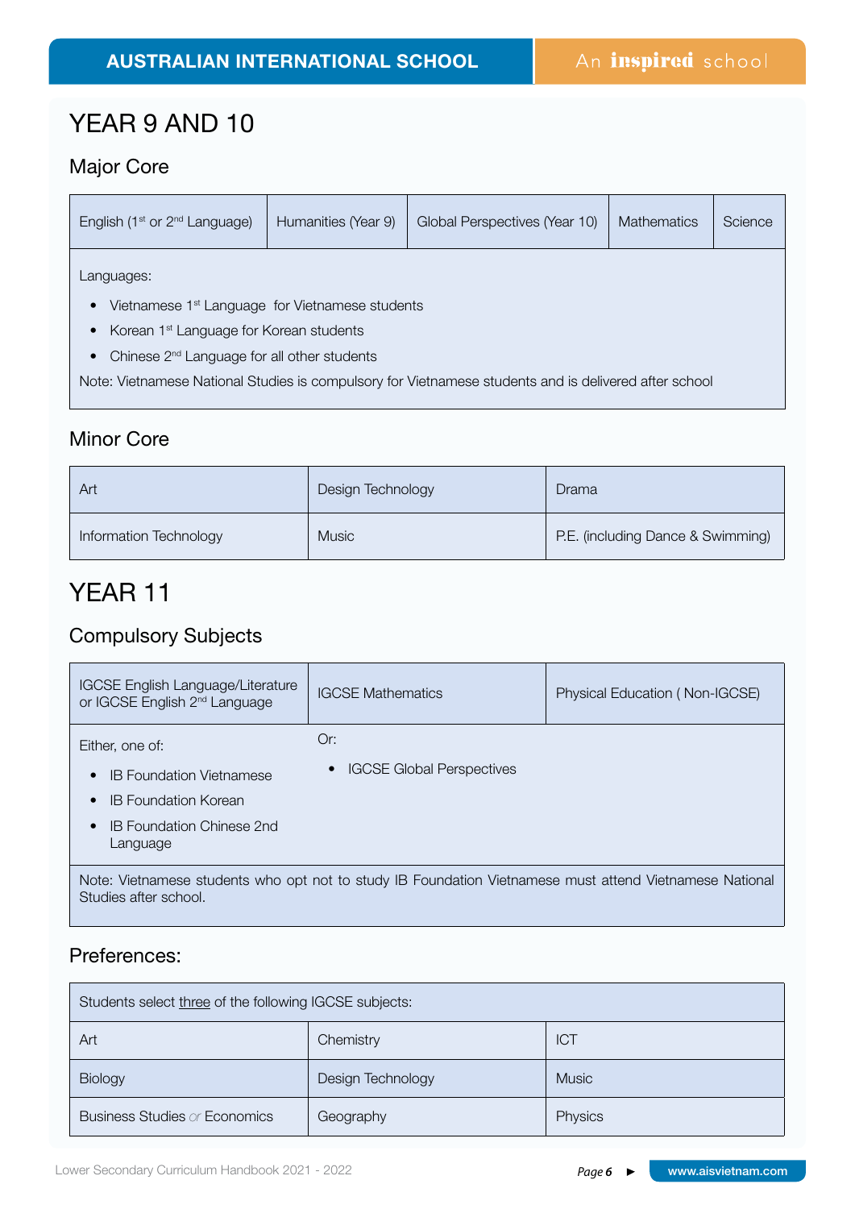# YEAR 9 AND 10

## Major Core

| English (1st or 2nd Language) | Humanities (Year 9) | Global Perspectives (Year 10) | Mathematics | Science |
|---|---|---|---|---|

Languages:

- Vietnamese 1st Language for Vietnamese students
- Korean 1st Language for Korean students
- Chinese 2nd Language for all other students

Note: Vietnamese National Studies is compulsory for Vietnamese students and is delivered after school

## Minor Core

| Art | Design Technology | Drama |
|---|---|---|
| Information Technology | Music | P.E. (including Dance & Swimming) |

# YEAR 11

## Compulsory Subjects

| IGCSE English Language/Literature or IGCSE English 2nd Language | IGCSE Mathematics | Physical Education ( Non-IGCSE) |
|---|---|---|

Either, one of:

- IB Foundation Vietnamese
- IB Foundation Korean
- IB Foundation Chinese 2nd Language

Or:

- IGCSE Global Perspectives

Note: Vietnamese students who opt not to study IB Foundation Vietnamese must attend Vietnamese National Studies after school.

## Preferences:

Students select three of the following IGCSE subjects:

| | | |
|---|---|---|
| Art | Chemistry | ICT |
| Biology | Design Technology | Music |
| Business Studies *or* Economics | Geography | Physics |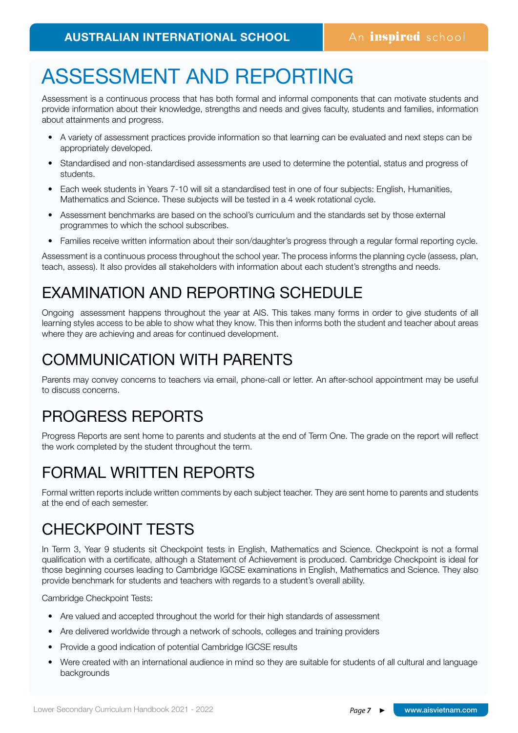# ASSESSMENT AND REPORTING

Assessment is a continuous process that has both formal and informal components that can motivate students and provide information about their knowledge, strengths and needs and gives faculty, students and families, information about attainments and progress.

- A variety of assessment practices provide information so that learning can be evaluated and next steps can be appropriately developed.
- Standardised and non-standardised assessments are used to determine the potential, status and progress of students.
- Each week students in Years 7-10 will sit a standardised test in one of four subjects: English, Humanities, Mathematics and Science. These subjects will be tested in a 4 week rotational cycle.
- Assessment benchmarks are based on the school's curriculum and the standards set by those external programmes to which the school subscribes.
- Families receive written information about their son/daughter's progress through a regular formal reporting cycle.

Assessment is a continuous process throughout the school year. The process informs the planning cycle (assess, plan, teach, assess). It also provides all stakeholders with information about each student's strengths and needs.

## EXAMINATION AND REPORTING SCHEDULE

Ongoing assessment happens throughout the year at AIS. This takes many forms in order to give students of all learning styles access to be able to show what they know. This then informs both the student and teacher about areas where they are achieving and areas for continued development.

## COMMUNICATION WITH PARENTS

Parents may convey concerns to teachers via email, phone-call or letter. An after-school appointment may be useful to discuss concerns.

## PROGRESS REPORTS

Progress Reports are sent home to parents and students at the end of Term One. The grade on the report will reflect the work completed by the student throughout the term.

## FORMAL WRITTEN REPORTS

Formal written reports include written comments by each subject teacher. They are sent home to parents and students at the end of each semester.

## CHECKPOINT TESTS

In Term 3, Year 9 students sit Checkpoint tests in English, Mathematics and Science. Checkpoint is not a formal qualification with a certificate, although a Statement of Achievement is produced. Cambridge Checkpoint is ideal for those beginning courses leading to Cambridge IGCSE examinations in English, Mathematics and Science. They also provide benchmark for students and teachers with regards to a student's overall ability.

Cambridge Checkpoint Tests:

- Are valued and accepted throughout the world for their high standards of assessment
- Are delivered worldwide through a network of schools, colleges and training providers
- Provide a good indication of potential Cambridge IGCSE results
- Were created with an international audience in mind so they are suitable for students of all cultural and language backgrounds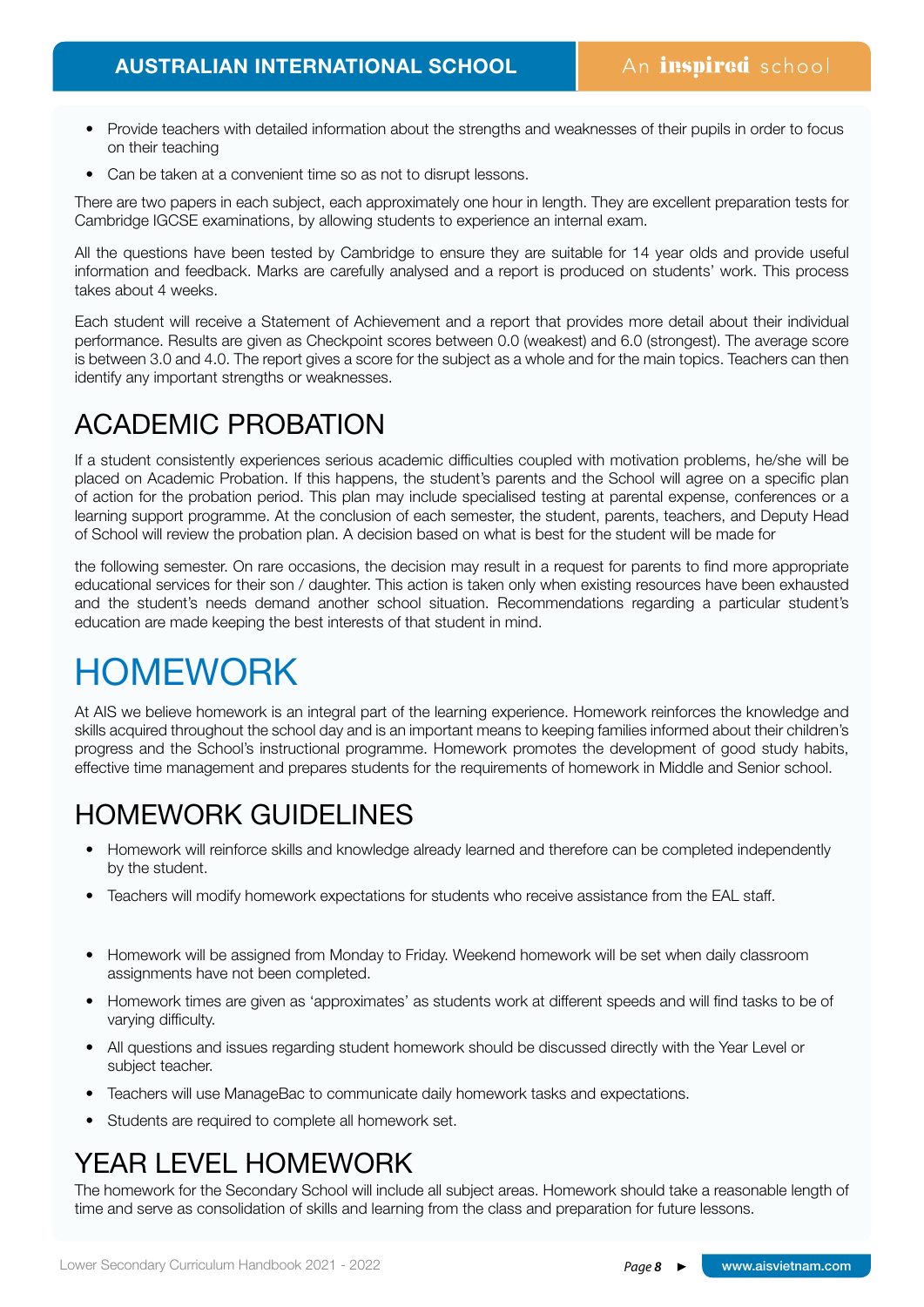- Provide teachers with detailed information about the strengths and weaknesses of their pupils in order to focus on their teaching
- Can be taken at a convenient time so as not to disrupt lessons.

There are two papers in each subject, each approximately one hour in length. They are excellent preparation tests for Cambridge IGCSE examinations, by allowing students to experience an internal exam.

All the questions have been tested by Cambridge to ensure they are suitable for 14 year olds and provide useful information and feedback. Marks are carefully analysed and a report is produced on students' work. This process takes about 4 weeks.

Each student will receive a Statement of Achievement and a report that provides more detail about their individual performance. Results are given as Checkpoint scores between 0.0 (weakest) and 6.0 (strongest). The average score is between 3.0 and 4.0. The report gives a score for the subject as a whole and for the main topics. Teachers can then identify any important strengths or weaknesses.

## ACADEMIC PROBATION

If a student consistently experiences serious academic difficulties coupled with motivation problems, he/she will be placed on Academic Probation. If this happens, the student's parents and the School will agree on a specific plan of action for the probation period. This plan may include specialised testing at parental expense, conferences or a learning support programme. At the conclusion of each semester, the student, parents, teachers, and Deputy Head of School will review the probation plan. A decision based on what is best for the student will be made for the following semester. On rare occasions, the decision may result in a request for parents to find more appropriate educational services for their son / daughter. This action is taken only when existing resources have been exhausted and the student's needs demand another school situation. Recommendations regarding a particular student's education are made keeping the best interests of that student in mind.

# HOMEWORK

At AIS we believe homework is an integral part of the learning experience. Homework reinforces the knowledge and skills acquired throughout the school day and is an important means to keeping families informed about their children's progress and the School's instructional programme. Homework promotes the development of good study habits, effective time management and prepares students for the requirements of homework in Middle and Senior school.

## HOMEWORK GUIDELINES

- Homework will reinforce skills and knowledge already learned and therefore can be completed independently by the student.
- Teachers will modify homework expectations for students who receive assistance from the EAL staff.
- Homework will be assigned from Monday to Friday. Weekend homework will be set when daily classroom assignments have not been completed.
- Homework times are given as 'approximates' as students work at different speeds and will find tasks to be of varying difficulty.
- All questions and issues regarding student homework should be discussed directly with the Year Level or subject teacher.
- Teachers will use ManageBac to communicate daily homework tasks and expectations.
- Students are required to complete all homework set.

## YEAR LEVEL HOMEWORK

The homework for the Secondary School will include all subject areas. Homework should take a reasonable length of time and serve as consolidation of skills and learning from the class and preparation for future lessons.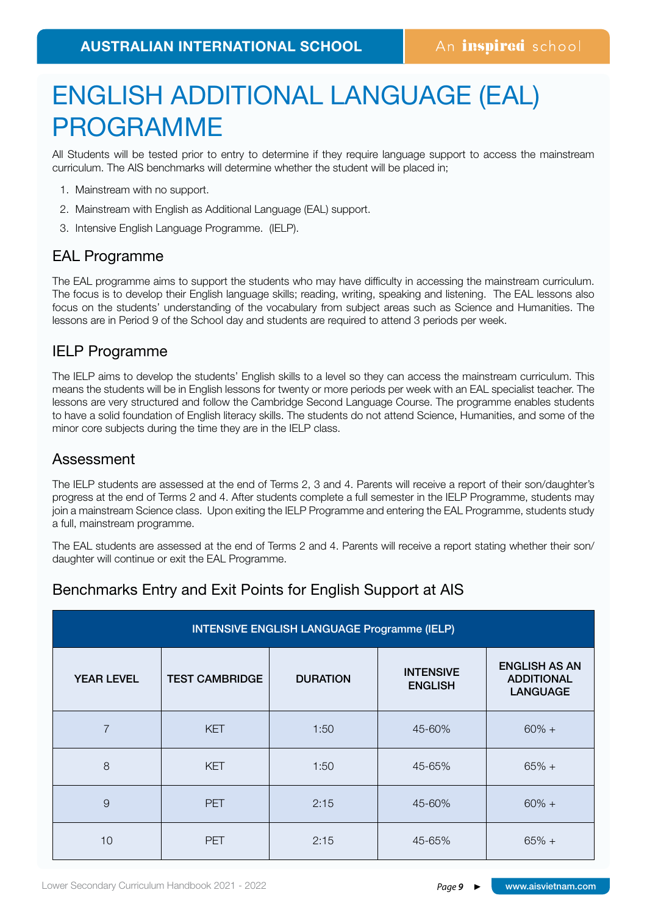# ENGLISH ADDITIONAL LANGUAGE (EAL) PROGRAMME

All Students will be tested prior to entry to determine if they require language support to access the mainstream curriculum. The AIS benchmarks will determine whether the student will be placed in;

1. Mainstream with no support.
2. Mainstream with English as Additional Language (EAL) support.
3. Intensive English Language Programme. (IELP).

## EAL Programme

The EAL programme aims to support the students who may have difficulty in accessing the mainstream curriculum. The focus is to develop their English language skills; reading, writing, speaking and listening. The EAL lessons also focus on the students' understanding of the vocabulary from subject areas such as Science and Humanities. The lessons are in Period 9 of the School day and students are required to attend 3 periods per week.

## IELP Programme

The IELP aims to develop the students' English skills to a level so they can access the mainstream curriculum. This means the students will be in English lessons for twenty or more periods per week with an EAL specialist teacher. The lessons are very structured and follow the Cambridge Second Language Course. The programme enables students to have a solid foundation of English literacy skills. The students do not attend Science, Humanities, and some of the minor core subjects during the time they are in the IELP class.

## Assessment

The IELP students are assessed at the end of Terms 2, 3 and 4. Parents will receive a report of their son/daughter's progress at the end of Terms 2 and 4. After students complete a full semester in the IELP Programme, students may join a mainstream Science class. Upon exiting the IELP Programme and entering the EAL Programme, students study a full, mainstream programme.

The EAL students are assessed at the end of Terms 2 and 4. Parents will receive a report stating whether their son/daughter will continue or exit the EAL Programme.

## Benchmarks Entry and Exit Points for English Support at AIS

| INTENSIVE ENGLISH LANGUAGE Programme (IELP) | | | | |
|---|---|---|---|---|
| YEAR LEVEL | TEST CAMBRIDGE | DURATION | INTENSIVE ENGLISH | ENGLISH AS AN ADDITIONAL LANGUAGE |
| 7 | KET | 1:50 | 45-60% | 60% + |
| 8 | KET | 1:50 | 45-65% | 65% + |
| 9 | PET | 2:15 | 45-60% | 60% + |
| 10 | PET | 2:15 | 45-65% | 65% + |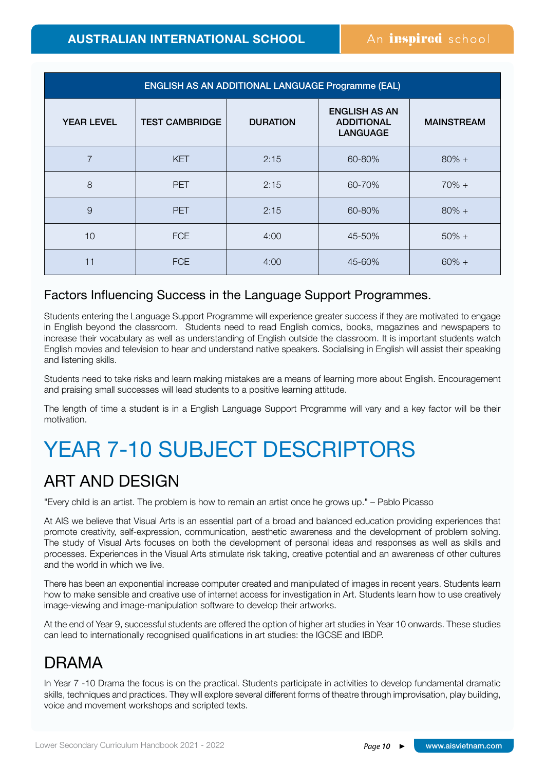| ENGLISH AS AN ADDITIONAL LANGUAGE Programme (EAL) | | | | |
|---|---|---|---|---|
| YEAR LEVEL | TEST CAMBRIDGE | DURATION | ENGLISH AS AN ADDITIONAL LANGUAGE | MAINSTREAM |
| 7 | KET | 2:15 | 60-80% | 80% + |
| 8 | PET | 2:15 | 60-70% | 70% + |
| 9 | PET | 2:15 | 60-80% | 80% + |
| 10 | FCE | 4:00 | 45-50% | 50% + |
| 11 | FCE | 4:00 | 45-60% | 60% + |

### Factors Influencing Success in the Language Support Programmes.

Students entering the Language Support Programme will experience greater success if they are motivated to engage in English beyond the classroom. Students need to read English comics, books, magazines and newspapers to increase their vocabulary as well as understanding of English outside the classroom. It is important students watch English movies and television to hear and understand native speakers. Socialising in English will assist their speaking and listening skills.

Students need to take risks and learn making mistakes are a means of learning more about English. Encouragement and praising small successes will lead students to a positive learning attitude.

The length of time a student is in a English Language Support Programme will vary and a key factor will be their motivation.

# YEAR 7-10 SUBJECT DESCRIPTORS

## ART AND DESIGN

"Every child is an artist. The problem is how to remain an artist once he grows up." – Pablo Picasso

At AIS we believe that Visual Arts is an essential part of a broad and balanced education providing experiences that promote creativity, self-expression, communication, aesthetic awareness and the development of problem solving. The study of Visual Arts focuses on both the development of personal ideas and responses as well as skills and processes. Experiences in the Visual Arts stimulate risk taking, creative potential and an awareness of other cultures and the world in which we live.

There has been an exponential increase computer created and manipulated of images in recent years. Students learn how to make sensible and creative use of internet access for investigation in Art. Students learn how to use creatively image-viewing and image-manipulation software to develop their artworks.

At the end of Year 9, successful students are offered the option of higher art studies in Year 10 onwards. These studies can lead to internationally recognised qualifications in art studies: the IGCSE and IBDP.

## DRAMA

In Year 7 -10 Drama the focus is on the practical. Students participate in activities to develop fundamental dramatic skills, techniques and practices. They will explore several different forms of theatre through improvisation, play building, voice and movement workshops and scripted texts.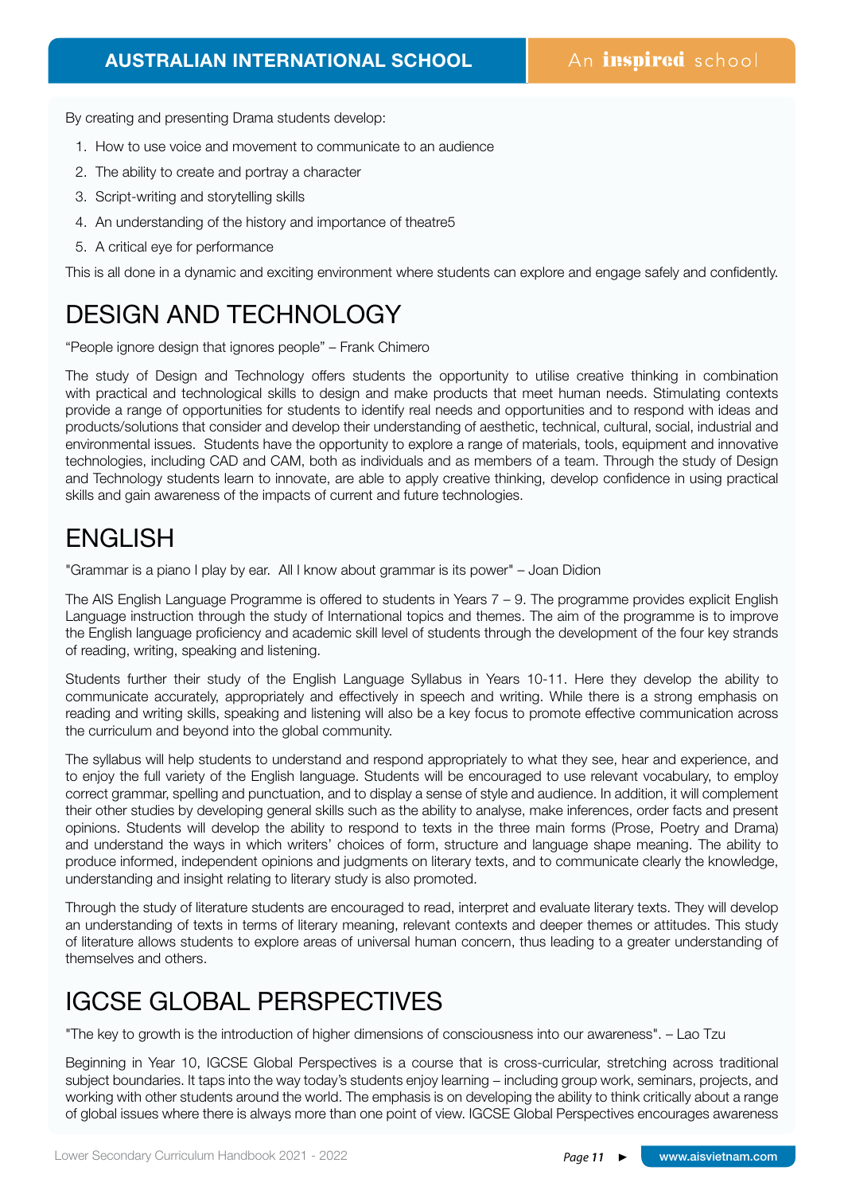By creating and presenting Drama students develop:

1. How to use voice and movement to communicate to an audience
2. The ability to create and portray a character
3. Script-writing and storytelling skills
4. An understanding of the history and importance of theatre5
5. A critical eye for performance

This is all done in a dynamic and exciting environment where students can explore and engage safely and confidently.

# DESIGN AND TECHNOLOGY

"People ignore design that ignores people" – Frank Chimero

The study of Design and Technology offers students the opportunity to utilise creative thinking in combination with practical and technological skills to design and make products that meet human needs. Stimulating contexts provide a range of opportunities for students to identify real needs and opportunities and to respond with ideas and products/solutions that consider and develop their understanding of aesthetic, technical, cultural, social, industrial and environmental issues. Students have the opportunity to explore a range of materials, tools, equipment and innovative technologies, including CAD and CAM, both as individuals and as members of a team. Through the study of Design and Technology students learn to innovate, are able to apply creative thinking, develop confidence in using practical skills and gain awareness of the impacts of current and future technologies.

# ENGLISH

"Grammar is a piano I play by ear. All I know about grammar is its power" – Joan Didion

The AIS English Language Programme is offered to students in Years 7 – 9. The programme provides explicit English Language instruction through the study of International topics and themes. The aim of the programme is to improve the English language proficiency and academic skill level of students through the development of the four key strands of reading, writing, speaking and listening.

Students further their study of the English Language Syllabus in Years 10-11. Here they develop the ability to communicate accurately, appropriately and effectively in speech and writing. While there is a strong emphasis on reading and writing skills, speaking and listening will also be a key focus to promote effective communication across the curriculum and beyond into the global community.

The syllabus will help students to understand and respond appropriately to what they see, hear and experience, and to enjoy the full variety of the English language. Students will be encouraged to use relevant vocabulary, to employ correct grammar, spelling and punctuation, and to display a sense of style and audience. In addition, it will complement their other studies by developing general skills such as the ability to analyse, make inferences, order facts and present opinions. Students will develop the ability to respond to texts in the three main forms (Prose, Poetry and Drama) and understand the ways in which writers' choices of form, structure and language shape meaning. The ability to produce informed, independent opinions and judgments on literary texts, and to communicate clearly the knowledge, understanding and insight relating to literary study is also promoted.

Through the study of literature students are encouraged to read, interpret and evaluate literary texts. They will develop an understanding of texts in terms of literary meaning, relevant contexts and deeper themes or attitudes. This study of literature allows students to explore areas of universal human concern, thus leading to a greater understanding of themselves and others.

# IGCSE GLOBAL PERSPECTIVES

"The key to growth is the introduction of higher dimensions of consciousness into our awareness". – Lao Tzu

Beginning in Year 10, IGCSE Global Perspectives is a course that is cross-curricular, stretching across traditional subject boundaries. It taps into the way today's students enjoy learning – including group work, seminars, projects, and working with other students around the world. The emphasis is on developing the ability to think critically about a range of global issues where there is always more than one point of view. IGCSE Global Perspectives encourages awareness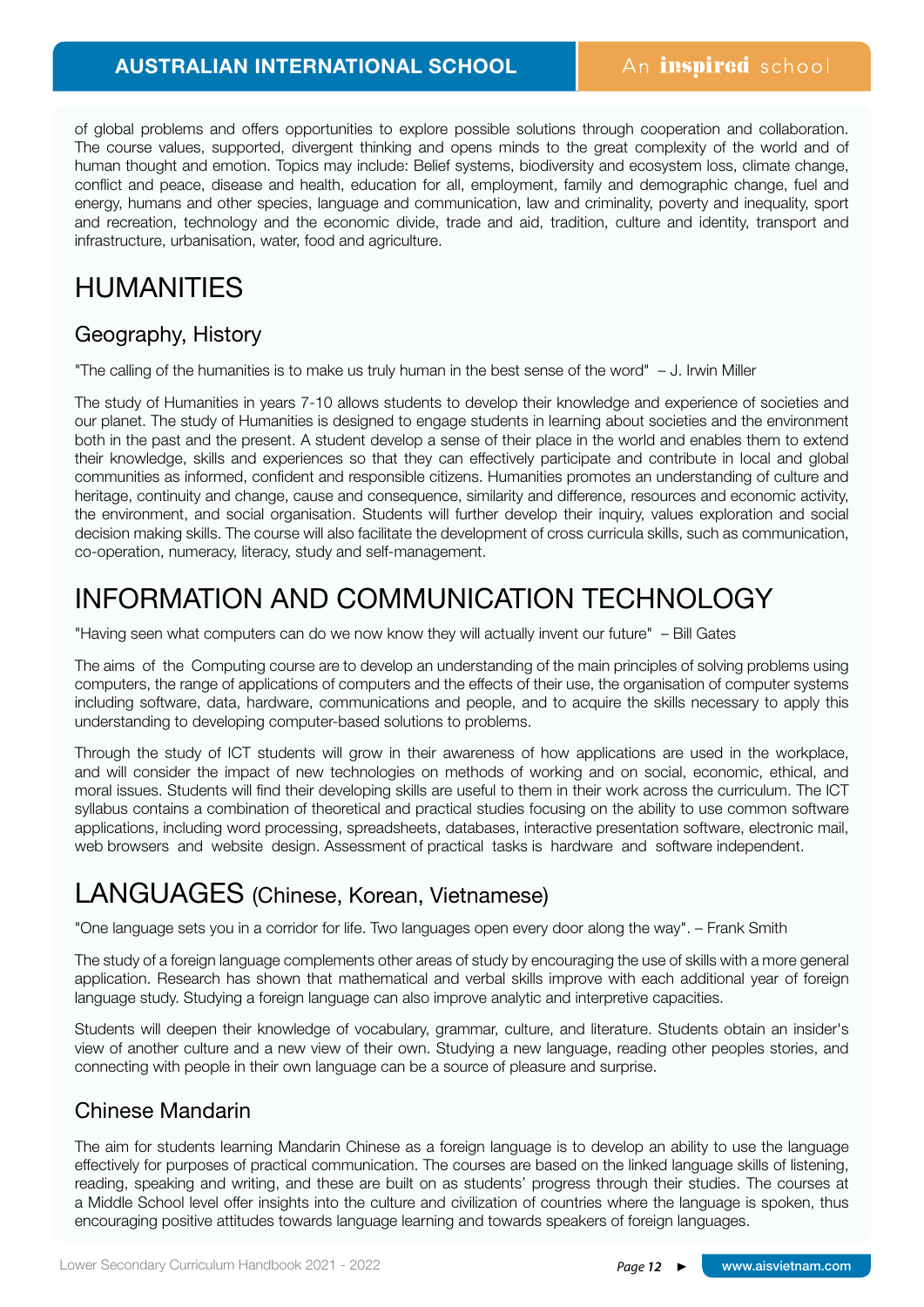of global problems and offers opportunities to explore possible solutions through cooperation and collaboration. The course values, supported, divergent thinking and opens minds to the great complexity of the world and of human thought and emotion. Topics may include: Belief systems, biodiversity and ecosystem loss, climate change, conflict and peace, disease and health, education for all, employment, family and demographic change, fuel and energy, humans and other species, language and communication, law and criminality, poverty and inequality, sport and recreation, technology and the economic divide, trade and aid, tradition, culture and identity, transport and infrastructure, urbanisation, water, food and agriculture.

# HUMANITIES

## Geography, History

"The calling of the humanities is to make us truly human in the best sense of the word" – J. Irwin Miller

The study of Humanities in years 7-10 allows students to develop their knowledge and experience of societies and our planet. The study of Humanities is designed to engage students in learning about societies and the environment both in the past and the present. A student develop a sense of their place in the world and enables them to extend their knowledge, skills and experiences so that they can effectively participate and contribute in local and global communities as informed, confident and responsible citizens. Humanities promotes an understanding of culture and heritage, continuity and change, cause and consequence, similarity and difference, resources and economic activity, the environment, and social organisation. Students will further develop their inquiry, values exploration and social decision making skills. The course will also facilitate the development of cross curricula skills, such as communication, co-operation, numeracy, literacy, study and self-management.

# INFORMATION AND COMMUNICATION TECHNOLOGY

"Having seen what computers can do we now know they will actually invent our future" – Bill Gates

The aims of the Computing course are to develop an understanding of the main principles of solving problems using computers, the range of applications of computers and the effects of their use, the organisation of computer systems including software, data, hardware, communications and people, and to acquire the skills necessary to apply this understanding to developing computer-based solutions to problems.

Through the study of ICT students will grow in their awareness of how applications are used in the workplace, and will consider the impact of new technologies on methods of working and on social, economic, ethical, and moral issues. Students will find their developing skills are useful to them in their work across the curriculum. The ICT syllabus contains a combination of theoretical and practical studies focusing on the ability to use common software applications, including word processing, spreadsheets, databases, interactive presentation software, electronic mail, web browsers and website design. Assessment of practical tasks is hardware and software independent.

# LANGUAGES (Chinese, Korean, Vietnamese)

"One language sets you in a corridor for life. Two languages open every door along the way". – Frank Smith

The study of a foreign language complements other areas of study by encouraging the use of skills with a more general application. Research has shown that mathematical and verbal skills improve with each additional year of foreign language study. Studying a foreign language can also improve analytic and interpretive capacities.

Students will deepen their knowledge of vocabulary, grammar, culture, and literature. Students obtain an insider's view of another culture and a new view of their own. Studying a new language, reading other peoples stories, and connecting with people in their own language can be a source of pleasure and surprise.

## Chinese Mandarin

The aim for students learning Mandarin Chinese as a foreign language is to develop an ability to use the language effectively for purposes of practical communication. The courses are based on the linked language skills of listening, reading, speaking and writing, and these are built on as students' progress through their studies. The courses at a Middle School level offer insights into the culture and civilization of countries where the language is spoken, thus encouraging positive attitudes towards language learning and towards speakers of foreign languages.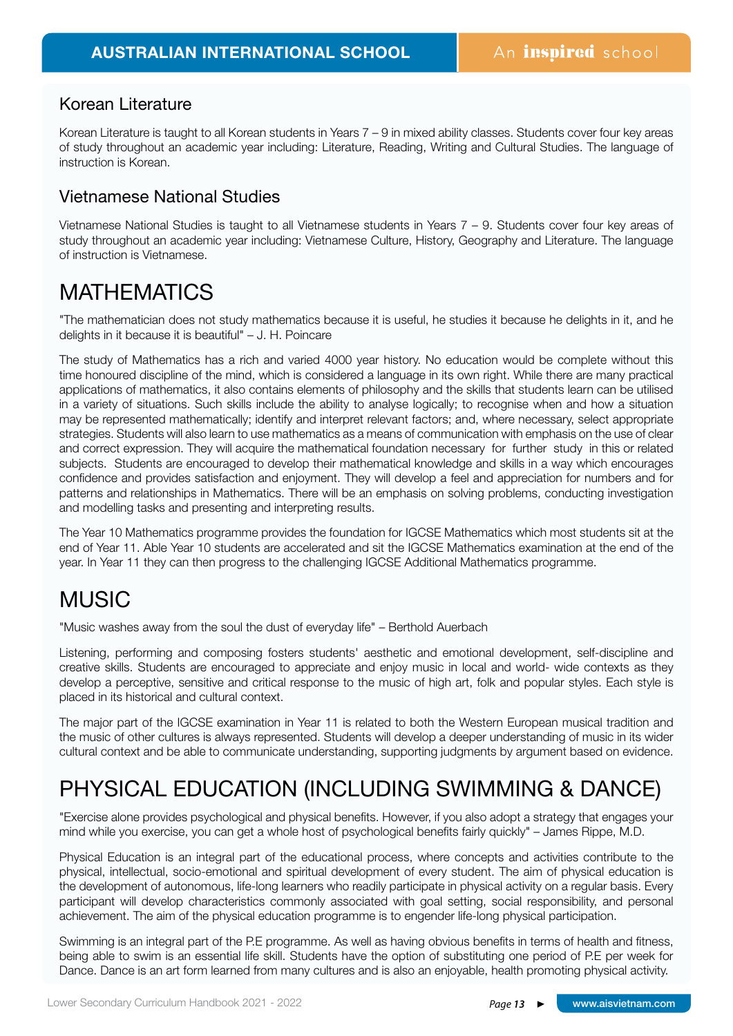## Korean Literature

Korean Literature is taught to all Korean students in Years 7 – 9 in mixed ability classes. Students cover four key areas of study throughout an academic year including: Literature, Reading, Writing and Cultural Studies. The language of instruction is Korean.

## Vietnamese National Studies

Vietnamese National Studies is taught to all Vietnamese students in Years 7 – 9. Students cover four key areas of study throughout an academic year including: Vietnamese Culture, History, Geography and Literature. The language of instruction is Vietnamese.

# MATHEMATICS

"The mathematician does not study mathematics because it is useful, he studies it because he delights in it, and he delights in it because it is beautiful" – J. H. Poincare

The study of Mathematics has a rich and varied 4000 year history. No education would be complete without this time honoured discipline of the mind, which is considered a language in its own right. While there are many practical applications of mathematics, it also contains elements of philosophy and the skills that students learn can be utilised in a variety of situations. Such skills include the ability to analyse logically; to recognise when and how a situation may be represented mathematically; identify and interpret relevant factors; and, where necessary, select appropriate strategies. Students will also learn to use mathematics as a means of communication with emphasis on the use of clear and correct expression. They will acquire the mathematical foundation necessary for further study in this or related subjects. Students are encouraged to develop their mathematical knowledge and skills in a way which encourages confidence and provides satisfaction and enjoyment. They will develop a feel and appreciation for numbers and for patterns and relationships in Mathematics. There will be an emphasis on solving problems, conducting investigation and modelling tasks and presenting and interpreting results.

The Year 10 Mathematics programme provides the foundation for IGCSE Mathematics which most students sit at the end of Year 11. Able Year 10 students are accelerated and sit the IGCSE Mathematics examination at the end of the year. In Year 11 they can then progress to the challenging IGCSE Additional Mathematics programme.

# MUSIC

"Music washes away from the soul the dust of everyday life" – Berthold Auerbach

Listening, performing and composing fosters students' aesthetic and emotional development, self-discipline and creative skills. Students are encouraged to appreciate and enjoy music in local and world- wide contexts as they develop a perceptive, sensitive and critical response to the music of high art, folk and popular styles. Each style is placed in its historical and cultural context.

The major part of the IGCSE examination in Year 11 is related to both the Western European musical tradition and the music of other cultures is always represented. Students will develop a deeper understanding of music in its wider cultural context and be able to communicate understanding, supporting judgments by argument based on evidence.

# PHYSICAL EDUCATION (INCLUDING SWIMMING & DANCE)

"Exercise alone provides psychological and physical benefits. However, if you also adopt a strategy that engages your mind while you exercise, you can get a whole host of psychological benefits fairly quickly" – James Rippe, M.D.

Physical Education is an integral part of the educational process, where concepts and activities contribute to the physical, intellectual, socio-emotional and spiritual development of every student. The aim of physical education is the development of autonomous, life-long learners who readily participate in physical activity on a regular basis. Every participant will develop characteristics commonly associated with goal setting, social responsibility, and personal achievement. The aim of the physical education programme is to engender life-long physical participation.

Swimming is an integral part of the P.E programme. As well as having obvious benefits in terms of health and fitness, being able to swim is an essential life skill. Students have the option of substituting one period of P.E per week for Dance. Dance is an art form learned from many cultures and is also an enjoyable, health promoting physical activity.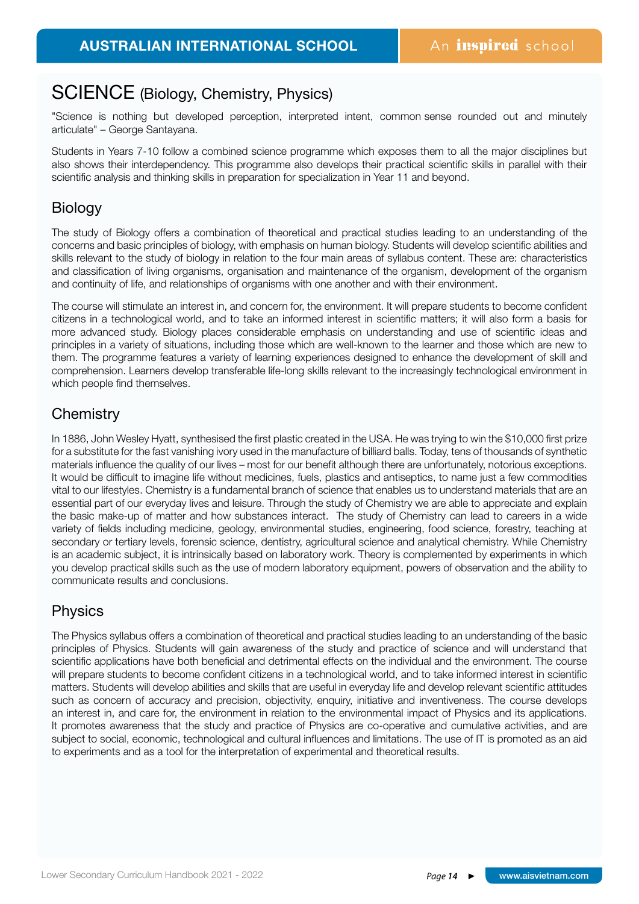# SCIENCE (Biology, Chemistry, Physics)

"Science is nothing but developed perception, interpreted intent, common sense rounded out and minutely articulate" – George Santayana.

Students in Years 7-10 follow a combined science programme which exposes them to all the major disciplines but also shows their interdependency. This programme also develops their practical scientific skills in parallel with their scientific analysis and thinking skills in preparation for specialization in Year 11 and beyond.

## Biology

The study of Biology offers a combination of theoretical and practical studies leading to an understanding of the concerns and basic principles of biology, with emphasis on human biology. Students will develop scientific abilities and skills relevant to the study of biology in relation to the four main areas of syllabus content. These are: characteristics and classification of living organisms, organisation and maintenance of the organism, development of the organism and continuity of life, and relationships of organisms with one another and with their environment.

The course will stimulate an interest in, and concern for, the environment. It will prepare students to become confident citizens in a technological world, and to take an informed interest in scientific matters; it will also form a basis for more advanced study. Biology places considerable emphasis on understanding and use of scientific ideas and principles in a variety of situations, including those which are well-known to the learner and those which are new to them. The programme features a variety of learning experiences designed to enhance the development of skill and comprehension. Learners develop transferable life-long skills relevant to the increasingly technological environment in which people find themselves.

## Chemistry

In 1886, John Wesley Hyatt, synthesised the first plastic created in the USA. He was trying to win the $10,000 first prize for a substitute for the fast vanishing ivory used in the manufacture of billiard balls. Today, tens of thousands of synthetic materials influence the quality of our lives – most for our benefit although there are unfortunately, notorious exceptions. It would be difficult to imagine life without medicines, fuels, plastics and antiseptics, to name just a few commodities vital to our lifestyles. Chemistry is a fundamental branch of science that enables us to understand materials that are an essential part of our everyday lives and leisure. Through the study of Chemistry we are able to appreciate and explain the basic make-up of matter and how substances interact. The study of Chemistry can lead to careers in a wide variety of fields including medicine, geology, environmental studies, engineering, food science, forestry, teaching at secondary or tertiary levels, forensic science, dentistry, agricultural science and analytical chemistry. While Chemistry is an academic subject, it is intrinsically based on laboratory work. Theory is complemented by experiments in which you develop practical skills such as the use of modern laboratory equipment, powers of observation and the ability to communicate results and conclusions.

## Physics

The Physics syllabus offers a combination of theoretical and practical studies leading to an understanding of the basic principles of Physics. Students will gain awareness of the study and practice of science and will understand that scientific applications have both beneficial and detrimental effects on the individual and the environment. The course will prepare students to become confident citizens in a technological world, and to take informed interest in scientific matters. Students will develop abilities and skills that are useful in everyday life and develop relevant scientific attitudes such as concern of accuracy and precision, objectivity, enquiry, initiative and inventiveness. The course develops an interest in, and care for, the environment in relation to the environmental impact of Physics and its applications. It promotes awareness that the study and practice of Physics are co-operative and cumulative activities, and are subject to social, economic, technological and cultural influences and limitations. The use of IT is promoted as an aid to experiments and as a tool for the interpretation of experimental and theoretical results.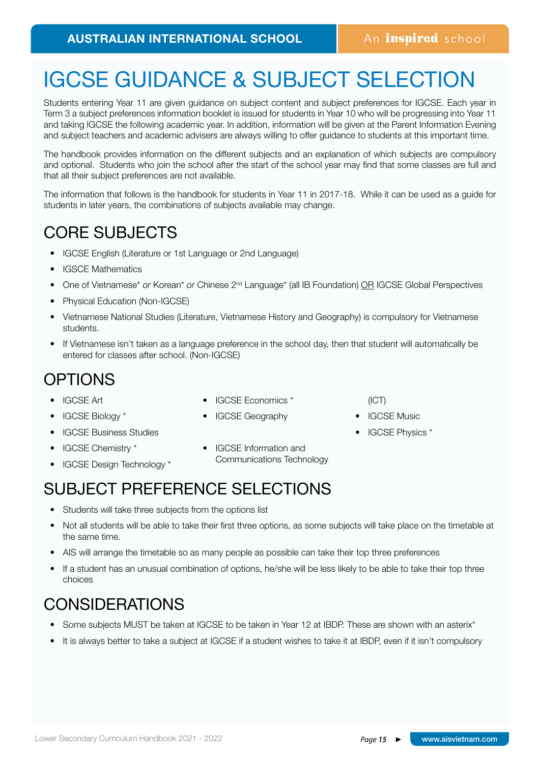# IGCSE GUIDANCE & SUBJECT SELECTION

Students entering Year 11 are given guidance on subject content and subject preferences for IGCSE. Each year in Term 3 a subject preferences information booklet is issued for students in Year 10 who will be progressing into Year 11 and taking IGCSE the following academic year. In addition, information will be given at the Parent Information Evening and subject teachers and academic advisers are always willing to offer guidance to students at this important time.

The handbook provides information on the different subjects and an explanation of which subjects are compulsory and optional. Students who join the school after the start of the school year may find that some classes are full and that all their subject preferences are not available.

The information that follows is the handbook for students in Year 11 in 2017-18. While it can be used as a guide for students in later years, the combinations of subjects available may change.

## CORE SUBJECTS

- IGCSE English (Literature or 1st Language or 2nd Language)
- IGSCE Mathematics
- One of Vietnamese* *or* Korean* *or* Chinese 2nd Language* (all IB Foundation) OR IGCSE Global Perspectives
- Physical Education (Non-IGCSE)
- Vietnamese National Studies (Literature, Vietnamese History and Geography) is compulsory for Vietnamese students.
- If Vietnamese isn't taken as a language preference in the school day, then that student will automatically be entered for classes after school. (Non-IGCSE)

## OPTIONS

- IGCSE Art
- IGCSE Biology *
- IGCSE Business Studies
- IGCSE Chemistry *
- IGCSE Design Technology *
- IGCSE Economics *
- IGCSE Geography
- IGCSE Information and Communications Technology (ICT)
- IGCSE Music
- IGCSE Physics *

## SUBJECT PREFERENCE SELECTIONS

- Students will take three subjects from the options list
- Not all students will be able to take their first three options, as some subjects will take place on the timetable at the same time.
- AIS will arrange the timetable so as many people as possible can take their top three preferences
- If a student has an unusual combination of options, he/she will be less likely to be able to take their top three choices

## CONSIDERATIONS

- Some subjects MUST be taken at IGCSE to be taken in Year 12 at IBDP. These are shown with an asterix*
- It is always better to take a subject at IGCSE if a student wishes to take it at IBDP, even if it isn't compulsory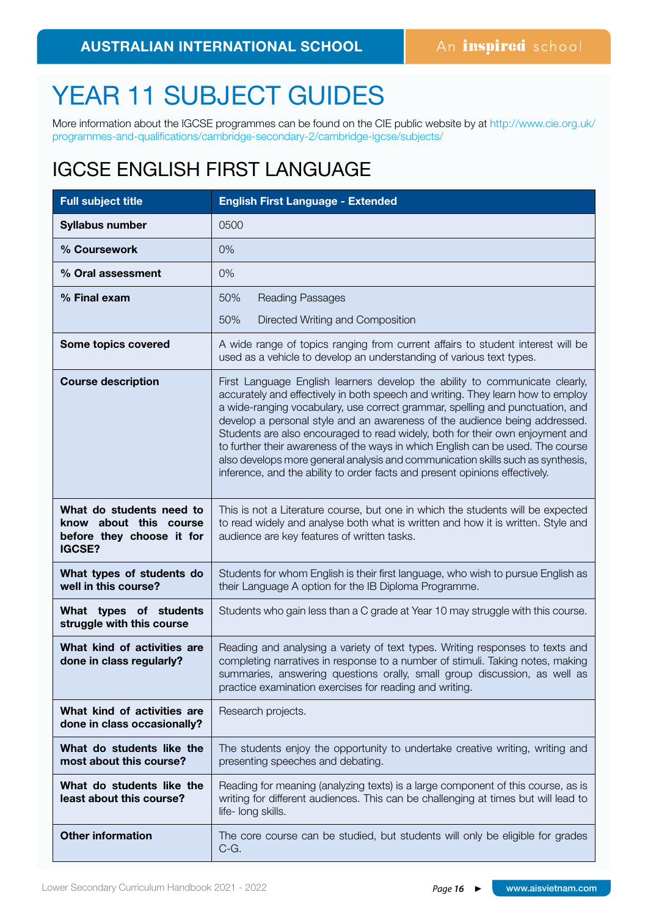# YEAR 11 SUBJECT GUIDES

More information about the IGCSE programmes can be found on the CIE public website by at http://www.cie.org.uk/programmes-and-qualifications/cambridge-secondary-2/cambridge-igcse/subjects/

## IGCSE ENGLISH FIRST LANGUAGE

| Full subject title | English First Language - Extended |
|---|---|
| **Syllabus number** | 0500 |
| **% Coursework** | 0% |
| **% Oral assessment** | 0% |
| **% Final exam** | 50% Reading Passages<br>50% Directed Writing and Composition |
| **Some topics covered** | A wide range of topics ranging from current affairs to student interest will be used as a vehicle to develop an understanding of various text types. |
| **Course description** | First Language English learners develop the ability to communicate clearly, accurately and effectively in both speech and writing. They learn how to employ a wide-ranging vocabulary, use correct grammar, spelling and punctuation, and develop a personal style and an awareness of the audience being addressed. Students are also encouraged to read widely, both for their own enjoyment and to further their awareness of the ways in which English can be used. The course also develops more general analysis and communication skills such as synthesis, inference, and the ability to order facts and present opinions effectively. |
| **What do students need to know about this course before they choose it for IGCSE?** | This is not a Literature course, but one in which the students will be expected to read widely and analyse both what is written and how it is written. Style and audience are key features of written tasks. |
| **What types of students do well in this course?** | Students for whom English is their first language, who wish to pursue English as their Language A option for the IB Diploma Programme. |
| **What types of students struggle with this course** | Students who gain less than a C grade at Year 10 may struggle with this course. |
| **What kind of activities are done in class regularly?** | Reading and analysing a variety of text types. Writing responses to texts and completing narratives in response to a number of stimuli. Taking notes, making summaries, answering questions orally, small group discussion, as well as practice examination exercises for reading and writing. |
| **What kind of activities are done in class occasionally?** | Research projects. |
| **What do students like the most about this course?** | The students enjoy the opportunity to undertake creative writing, writing and presenting speeches and debating. |
| **What do students like the least about this course?** | Reading for meaning (analyzing texts) is a large component of this course, as is writing for different audiences. This can be challenging at times but will lead to life- long skills. |
| **Other information** | The core course can be studied, but students will only be eligible for grades C-G. |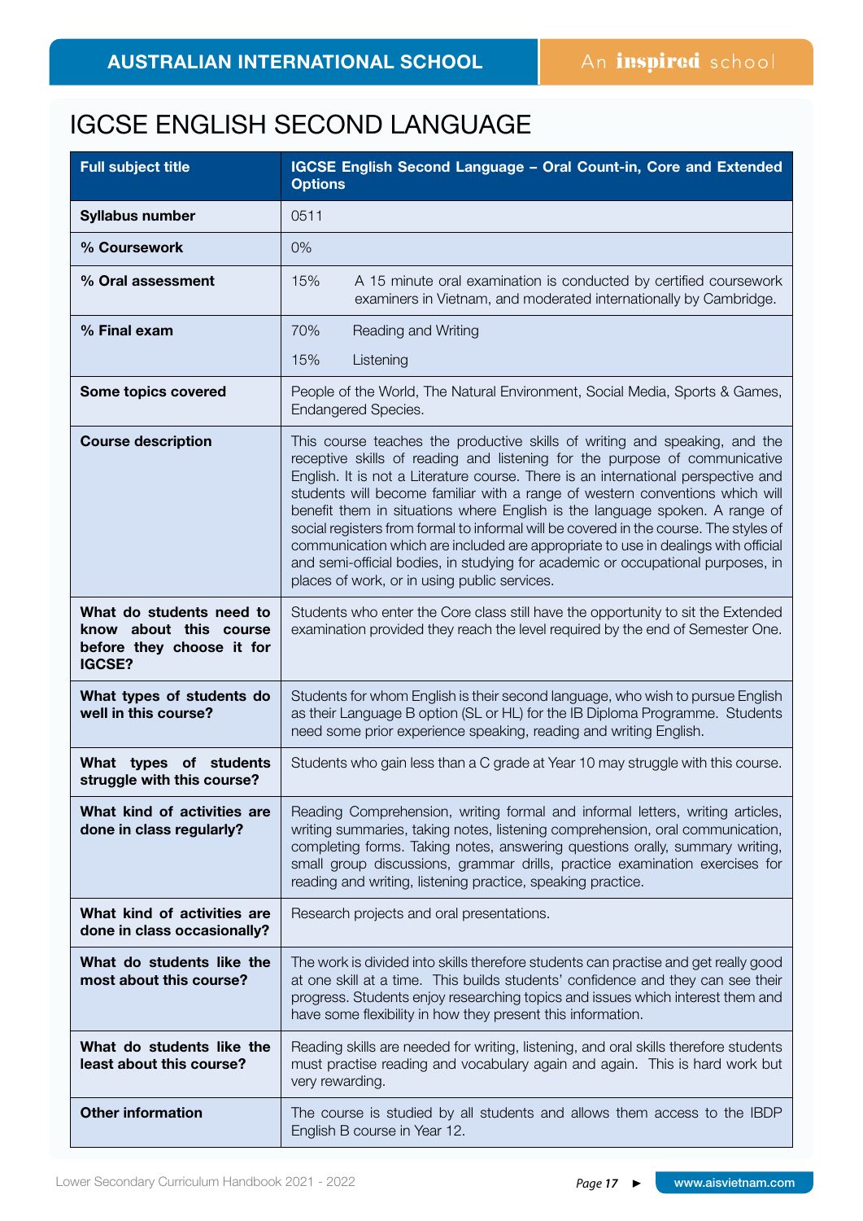# IGCSE ENGLISH SECOND LANGUAGE

| Full subject title | IGCSE English Second Language – Oral Count-in, Core and Extended Options |
| --- | --- |
| **Syllabus number** | 0511 |
| **% Coursework** | 0% |
| **% Oral assessment** | 15% A 15 minute oral examination is conducted by certified coursework examiners in Vietnam, and moderated internationally by Cambridge. |
| **% Final exam** | 70% Reading and Writing<br>15% Listening |
| **Some topics covered** | People of the World, The Natural Environment, Social Media, Sports & Games, Endangered Species. |
| **Course description** | This course teaches the productive skills of writing and speaking, and the receptive skills of reading and listening for the purpose of communicative English. It is not a Literature course. There is an international perspective and students will become familiar with a range of western conventions which will benefit them in situations where English is the language spoken. A range of social registers from formal to informal will be covered in the course. The styles of communication which are included are appropriate to use in dealings with official and semi-official bodies, in studying for academic or occupational purposes, in places of work, or in using public services. |
| **What do students need to know about this course before they choose it for IGCSE?** | Students who enter the Core class still have the opportunity to sit the Extended examination provided they reach the level required by the end of Semester One. |
| **What types of students do well in this course?** | Students for whom English is their second language, who wish to pursue English as their Language B option (SL or HL) for the IB Diploma Programme. Students need some prior experience speaking, reading and writing English. |
| **What types of students struggle with this course?** | Students who gain less than a C grade at Year 10 may struggle with this course. |
| **What kind of activities are done in class regularly?** | Reading Comprehension, writing formal and informal letters, writing articles, writing summaries, taking notes, listening comprehension, oral communication, completing forms. Taking notes, answering questions orally, summary writing, small group discussions, grammar drills, practice examination exercises for reading and writing, listening practice, speaking practice. |
| **What kind of activities are done in class occasionally?** | Research projects and oral presentations. |
| **What do students like the most about this course?** | The work is divided into skills therefore students can practise and get really good at one skill at a time. This builds students' confidence and they can see their progress. Students enjoy researching topics and issues which interest them and have some flexibility in how they present this information. |
| **What do students like the least about this course?** | Reading skills are needed for writing, listening, and oral skills therefore students must practise reading and vocabulary again and again. This is hard work but very rewarding. |
| **Other information** | The course is studied by all students and allows them access to the IBDP English B course in Year 12. |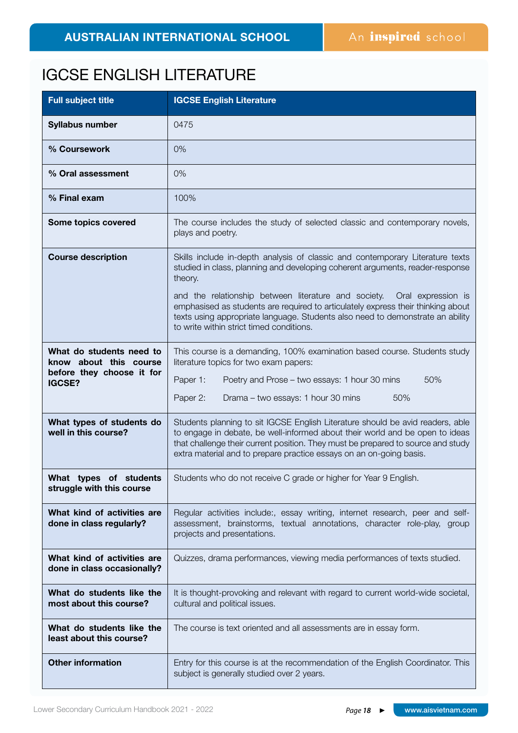# IGCSE ENGLISH LITERATURE

| Full subject title | IGCSE English Literature |
|---|---|
| **Syllabus number** | 0475 |
| **% Coursework** | 0% |
| **% Oral assessment** | 0% |
| **% Final exam** | 100% |
| **Some topics covered** | The course includes the study of selected classic and contemporary novels, plays and poetry. |
| **Course description** | Skills include in-depth analysis of classic and contemporary Literature texts studied in class, planning and developing coherent arguments, reader-response theory.<br><br>and the relationship between literature and society. Oral expression is emphasised as students are required to articulately express their thinking about texts using appropriate language. Students also need to demonstrate an ability to write within strict timed conditions. |
| **What do students need to know about this course before they choose it for IGCSE?** | This course is a demanding, 100% examination based course. Students study literature topics for two exam papers:<br><br>Paper 1: Poetry and Prose – two essays: 1 hour 30 mins 50%<br><br>Paper 2: Drama – two essays: 1 hour 30 mins 50% |
| **What types of students do well in this course?** | Students planning to sit IGCSE English Literature should be avid readers, able to engage in debate, be well-informed about their world and be open to ideas that challenge their current position. They must be prepared to source and study extra material and to prepare practice essays on an on-going basis. |
| **What types of students struggle with this course** | Students who do not receive C grade or higher for Year 9 English. |
| **What kind of activities are done in class regularly?** | Regular activities include:, essay writing, internet research, peer and self-assessment, brainstorms, textual annotations, character role-play, group projects and presentations. |
| **What kind of activities are done in class occasionally?** | Quizzes, drama performances, viewing media performances of texts studied. |
| **What do students like the most about this course?** | It is thought-provoking and relevant with regard to current world-wide societal, cultural and political issues. |
| **What do students like the least about this course?** | The course is text oriented and all assessments are in essay form. |
| **Other information** | Entry for this course is at the recommendation of the English Coordinator. This subject is generally studied over 2 years. |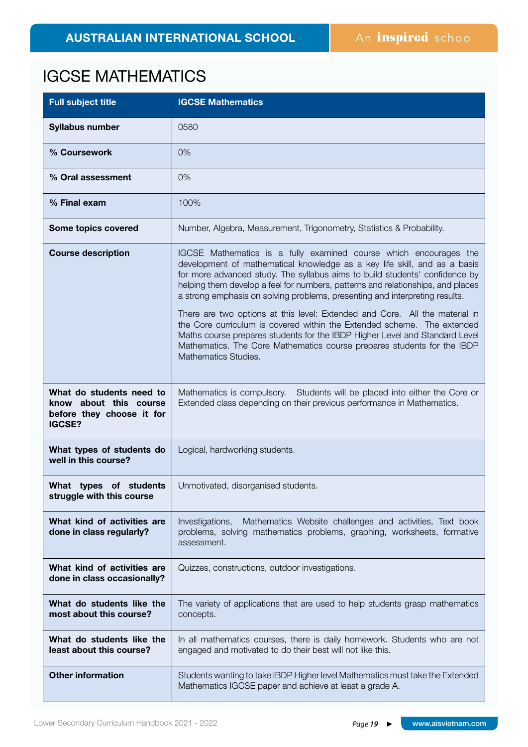# IGCSE MATHEMATICS

| Full subject title | IGCSE Mathematics |
|---|---|
| **Syllabus number** | 0580 |
| **% Coursework** | 0% |
| **% Oral assessment** | 0% |
| **% Final exam** | 100% |
| **Some topics covered** | Number, Algebra, Measurement, Trigonometry, Statistics & Probability. |
| **Course description** | IGCSE Mathematics is a fully examined course which encourages the development of mathematical knowledge as a key life skill, and as a basis for more advanced study. The syllabus aims to build students' confidence by helping them develop a feel for numbers, patterns and relationships, and places a strong emphasis on solving problems, presenting and interpreting results.<br><br>There are two options at this level: Extended and Core. All the material in the Core curriculum is covered within the Extended scheme. The extended Maths course prepares students for the IBDP Higher Level and Standard Level Mathematics. The Core Mathematics course prepares students for the IBDP Mathematics Studies. |
| **What do students need to know about this course before they choose it for IGCSE?** | Mathematics is compulsory. Students will be placed into either the Core or Extended class depending on their previous performance in Mathematics. |
| **What types of students do well in this course?** | Logical, hardworking students. |
| **What types of students struggle with this course** | Unmotivated, disorganised students. |
| **What kind of activities are done in class regularly?** | Investigations, Mathematics Website challenges and activities, Text book problems, solving mathematics problems, graphing, worksheets, formative assessment. |
| **What kind of activities are done in class occasionally?** | Quizzes, constructions, outdoor investigations. |
| **What do students like the most about this course?** | The variety of applications that are used to help students grasp mathematics concepts. |
| **What do students like the least about this course?** | In all mathematics courses, there is daily homework. Students who are not engaged and motivated to do their best will not like this. |
| **Other information** | Students wanting to take IBDP Higher level Mathematics must take the Extended Mathematics IGCSE paper and achieve at least a grade A. |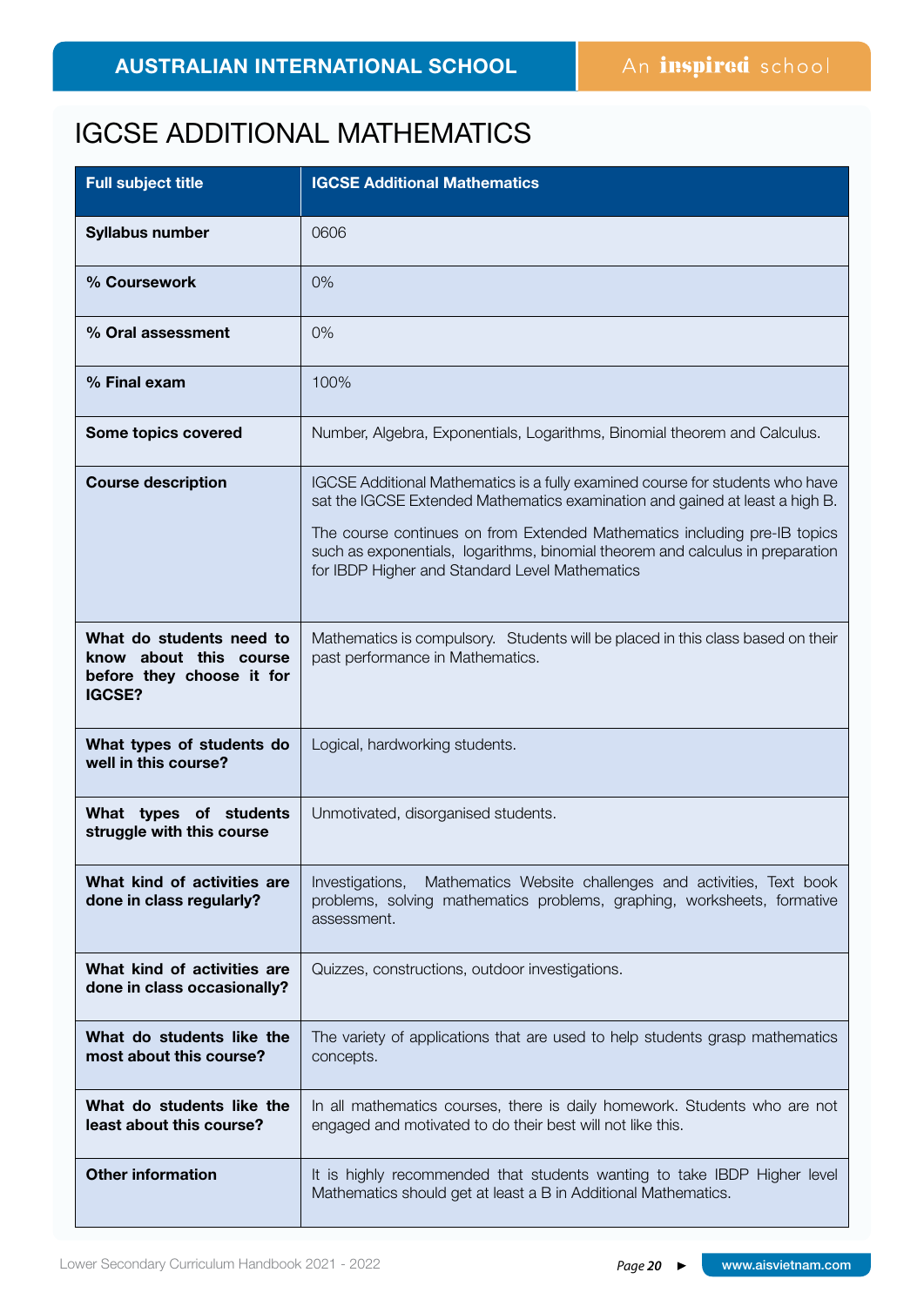# IGCSE ADDITIONAL MATHEMATICS

| **Full subject title** | **IGCSE Additional Mathematics** |
|---|---|
| **Syllabus number** | 0606 |
| **% Coursework** | 0% |
| **% Oral assessment** | 0% |
| **% Final exam** | 100% |
| **Some topics covered** | Number, Algebra, Exponentials, Logarithms, Binomial theorem and Calculus. |
| **Course description** | IGCSE Additional Mathematics is a fully examined course for students who have sat the IGCSE Extended Mathematics examination and gained at least a high B.<br><br>The course continues on from Extended Mathematics including pre-IB topics such as exponentials, logarithms, binomial theorem and calculus in preparation for IBDP Higher and Standard Level Mathematics |
| **What do students need to know about this course before they choose it for IGCSE?** | Mathematics is compulsory. Students will be placed in this class based on their past performance in Mathematics. |
| **What types of students do well in this course?** | Logical, hardworking students. |
| **What types of students struggle with this course** | Unmotivated, disorganised students. |
| **What kind of activities are done in class regularly?** | Investigations, Mathematics Website challenges and activities, Text book problems, solving mathematics problems, graphing, worksheets, formative assessment. |
| **What kind of activities are done in class occasionally?** | Quizzes, constructions, outdoor investigations. |
| **What do students like the most about this course?** | The variety of applications that are used to help students grasp mathematics concepts. |
| **What do students like the least about this course?** | In all mathematics courses, there is daily homework. Students who are not engaged and motivated to do their best will not like this. |
| **Other information** | It is highly recommended that students wanting to take IBDP Higher level Mathematics should get at least a B in Additional Mathematics. |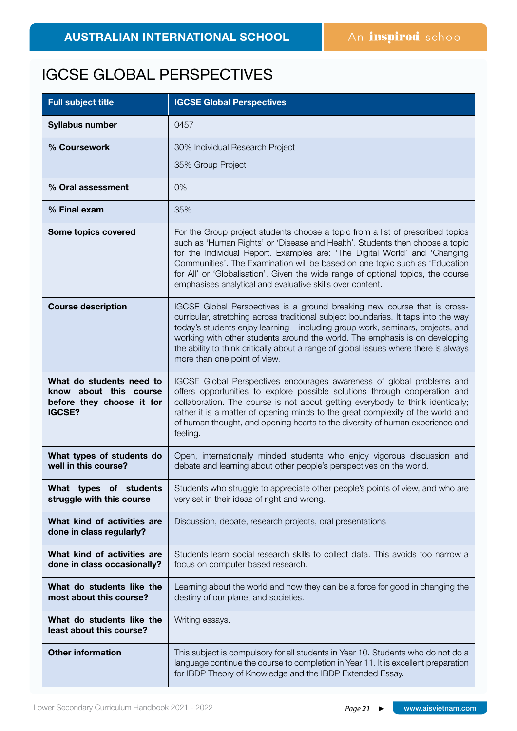# IGCSE GLOBAL PERSPECTIVES

| Full subject title | IGCSE Global Perspectives |
|---|---|
| **Syllabus number** | 0457 |
| **% Coursework** | 30% Individual Research Project<br>35% Group Project |
| **% Oral assessment** | 0% |
| **% Final exam** | 35% |
| **Some topics covered** | For the Group project students choose a topic from a list of prescribed topics such as 'Human Rights' or 'Disease and Health'. Students then choose a topic for the Individual Report. Examples are: 'The Digital World' and 'Changing Communities'. The Examination will be based on one topic such as 'Education for All' or 'Globalisation'. Given the wide range of optional topics, the course emphasises analytical and evaluative skills over content. |
| **Course description** | IGCSE Global Perspectives is a ground breaking new course that is cross-curricular, stretching across traditional subject boundaries. It taps into the way today's students enjoy learning – including group work, seminars, projects, and working with other students around the world. The emphasis is on developing the ability to think critically about a range of global issues where there is always more than one point of view. |
| **What do students need to know about this course before they choose it for IGCSE?** | IGCSE Global Perspectives encourages awareness of global problems and offers opportunities to explore possible solutions through cooperation and collaboration. The course is not about getting everybody to think identically; rather it is a matter of opening minds to the great complexity of the world and of human thought, and opening hearts to the diversity of human experience and feeling. |
| **What types of students do well in this course?** | Open, internationally minded students who enjoy vigorous discussion and debate and learning about other people's perspectives on the world. |
| **What types of students struggle with this course** | Students who struggle to appreciate other people's points of view, and who are very set in their ideas of right and wrong. |
| **What kind of activities are done in class regularly?** | Discussion, debate, research projects, oral presentations |
| **What kind of activities are done in class occasionally?** | Students learn social research skills to collect data. This avoids too narrow a focus on computer based research. |
| **What do students like the most about this course?** | Learning about the world and how they can be a force for good in changing the destiny of our planet and societies. |
| **What do students like the least about this course?** | Writing essays. |
| **Other information** | This subject is compulsory for all students in Year 10. Students who do not do a language continue the course to completion in Year 11. It is excellent preparation for IBDP Theory of Knowledge and the IBDP Extended Essay. |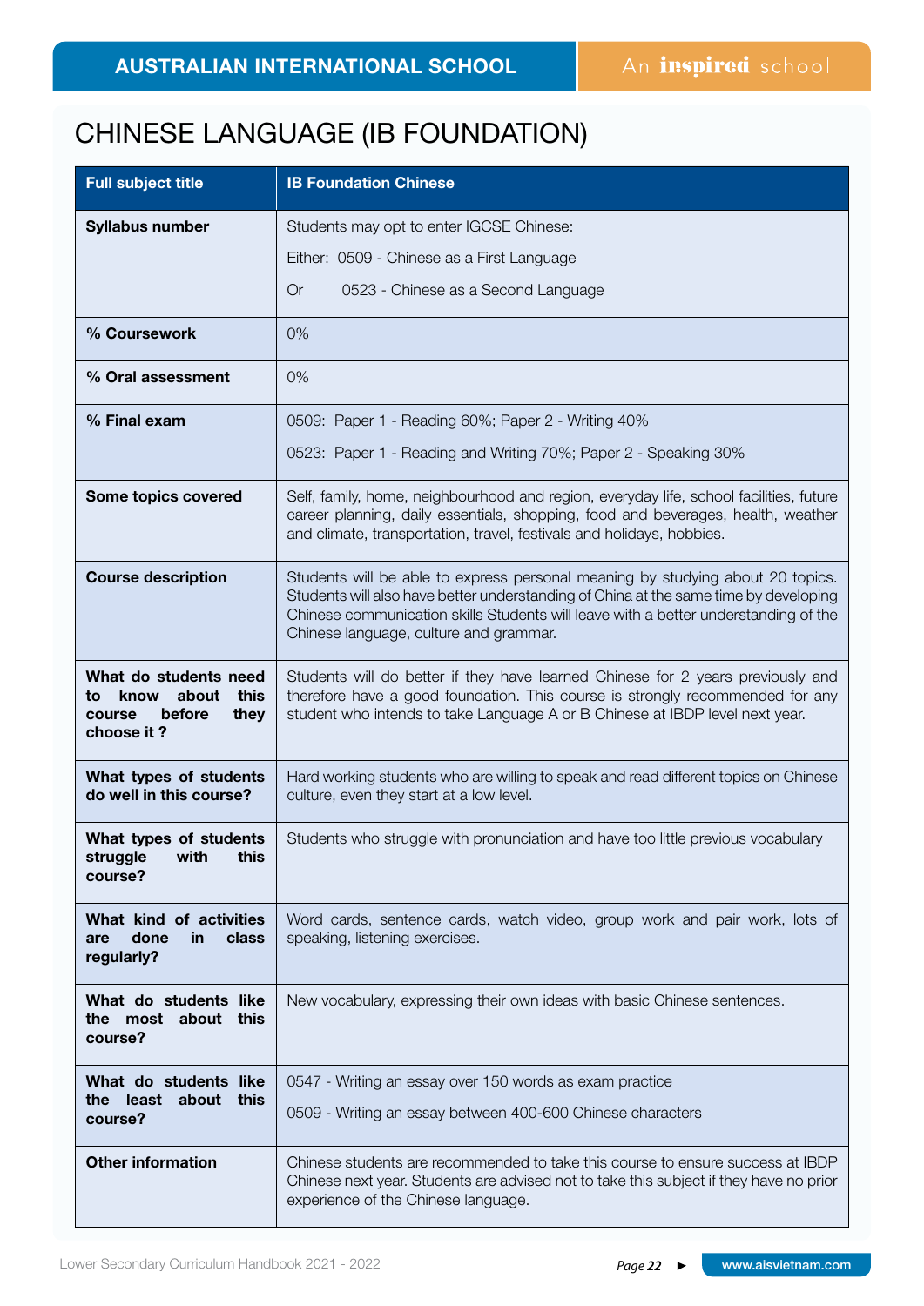# CHINESE LANGUAGE (IB FOUNDATION)

| Full subject title | IB Foundation Chinese |
|---|---|
| Syllabus number | Students may opt to enter IGCSE Chinese:<br>Either: 0509 - Chinese as a First Language<br>Or 0523 - Chinese as a Second Language |
| % Coursework | 0% |
| % Oral assessment | 0% |
| % Final exam | 0509: Paper 1 - Reading 60%; Paper 2 - Writing 40%<br>0523: Paper 1 - Reading and Writing 70%; Paper 2 - Speaking 30% |
| Some topics covered | Self, family, home, neighbourhood and region, everyday life, school facilities, future career planning, daily essentials, shopping, food and beverages, health, weather and climate, transportation, travel, festivals and holidays, hobbies. |
| Course description | Students will be able to express personal meaning by studying about 20 topics. Students will also have better understanding of China at the same time by developing Chinese communication skills Students will leave with a better understanding of the Chinese language, culture and grammar. |
| What do students need to know about this course before they choose it ? | Students will do better if they have learned Chinese for 2 years previously and therefore have a good foundation. This course is strongly recommended for any student who intends to take Language A or B Chinese at IBDP level next year. |
| What types of students do well in this course? | Hard working students who are willing to speak and read different topics on Chinese culture, even they start at a low level. |
| What types of students struggle with this course? | Students who struggle with pronunciation and have too little previous vocabulary |
| What kind of activities are done in class regularly? | Word cards, sentence cards, watch video, group work and pair work, lots of speaking, listening exercises. |
| What do students like the most about this course? | New vocabulary, expressing their own ideas with basic Chinese sentences. |
| What do students like the least about this course? | 0547 - Writing an essay over 150 words as exam practice<br>0509 - Writing an essay between 400-600 Chinese characters |
| Other information | Chinese students are recommended to take this course to ensure success at IBDP Chinese next year. Students are advised not to take this subject if they have no prior experience of the Chinese language. |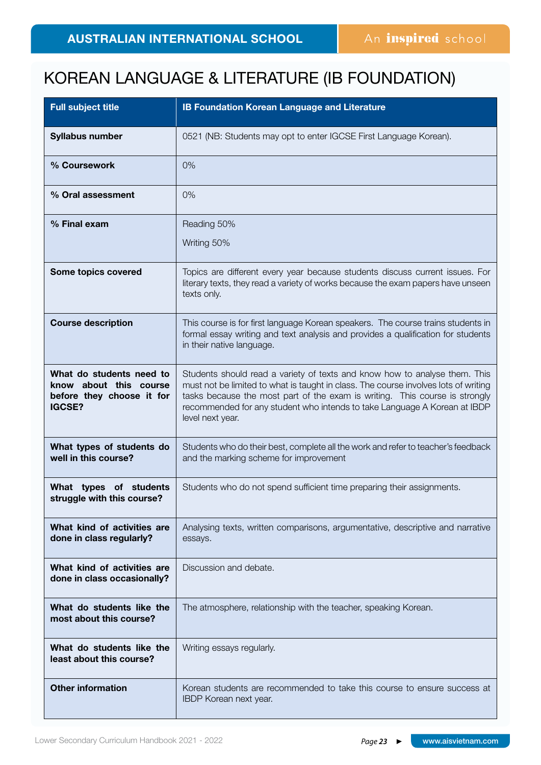# KOREAN LANGUAGE & LITERATURE (IB FOUNDATION)

| **Full subject title** | **IB Foundation Korean Language and Literature** |
|---|---|
| **Syllabus number** | 0521 (NB: Students may opt to enter IGCSE First Language Korean). |
| **% Coursework** | 0% |
| **% Oral assessment** | 0% |
| **% Final exam** | Reading 50%<br>Writing 50% |
| **Some topics covered** | Topics are different every year because students discuss current issues. For literary texts, they read a variety of works because the exam papers have unseen texts only. |
| **Course description** | This course is for first language Korean speakers. The course trains students in formal essay writing and text analysis and provides a qualification for students in their native language. |
| **What do students need to know about this course before they choose it for IGCSE?** | Students should read a variety of texts and know how to analyse them. This must not be limited to what is taught in class. The course involves lots of writing tasks because the most part of the exam is writing. This course is strongly recommended for any student who intends to take Language A Korean at IBDP level next year. |
| **What types of students do well in this course?** | Students who do their best, complete all the work and refer to teacher's feedback and the marking scheme for improvement |
| **What types of students struggle with this course?** | Students who do not spend sufficient time preparing their assignments. |
| **What kind of activities are done in class regularly?** | Analysing texts, written comparisons, argumentative, descriptive and narrative essays. |
| **What kind of activities are done in class occasionally?** | Discussion and debate. |
| **What do students like the most about this course?** | The atmosphere, relationship with the teacher, speaking Korean. |
| **What do students like the least about this course?** | Writing essays regularly. |
| **Other information** | Korean students are recommended to take this course to ensure success at IBDP Korean next year. |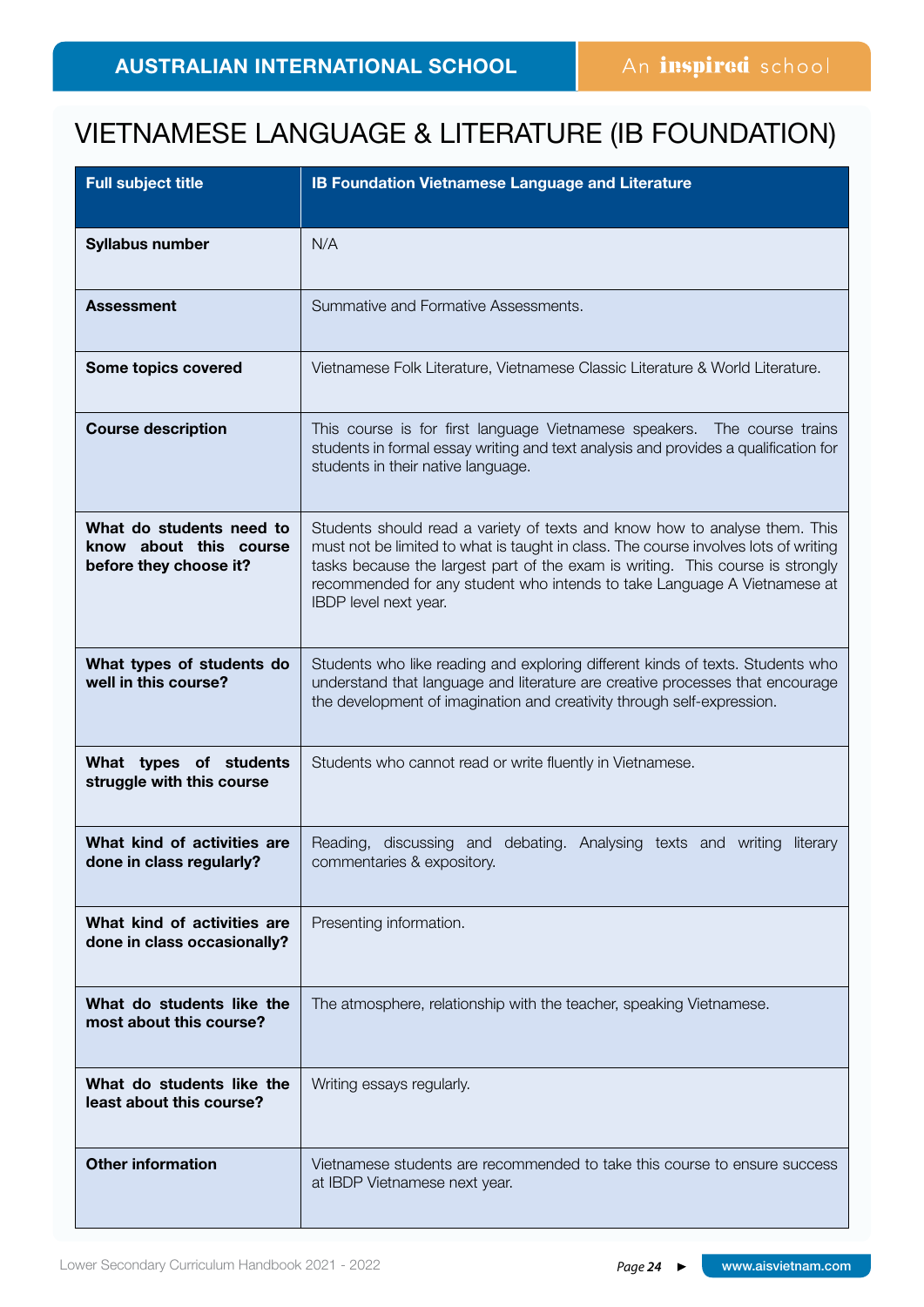# VIETNAMESE LANGUAGE & LITERATURE (IB FOUNDATION)

| Full subject title | IB Foundation Vietnamese Language and Literature |
|---|---|
| **Syllabus number** | N/A |
| **Assessment** | Summative and Formative Assessments. |
| **Some topics covered** | Vietnamese Folk Literature, Vietnamese Classic Literature & World Literature. |
| **Course description** | This course is for first language Vietnamese speakers. The course trains students in formal essay writing and text analysis and provides a qualification for students in their native language. |
| **What do students need to know about this course before they choose it?** | Students should read a variety of texts and know how to analyse them. This must not be limited to what is taught in class. The course involves lots of writing tasks because the largest part of the exam is writing. This course is strongly recommended for any student who intends to take Language A Vietnamese at IBDP level next year. |
| **What types of students do well in this course?** | Students who like reading and exploring different kinds of texts. Students who understand that language and literature are creative processes that encourage the development of imagination and creativity through self-expression. |
| **What types of students struggle with this course** | Students who cannot read or write fluently in Vietnamese. |
| **What kind of activities are done in class regularly?** | Reading, discussing and debating. Analysing texts and writing literary commentaries & expository. |
| **What kind of activities are done in class occasionally?** | Presenting information. |
| **What do students like the most about this course?** | The atmosphere, relationship with the teacher, speaking Vietnamese. |
| **What do students like the least about this course?** | Writing essays regularly. |
| **Other information** | Vietnamese students are recommended to take this course to ensure success at IBDP Vietnamese next year. |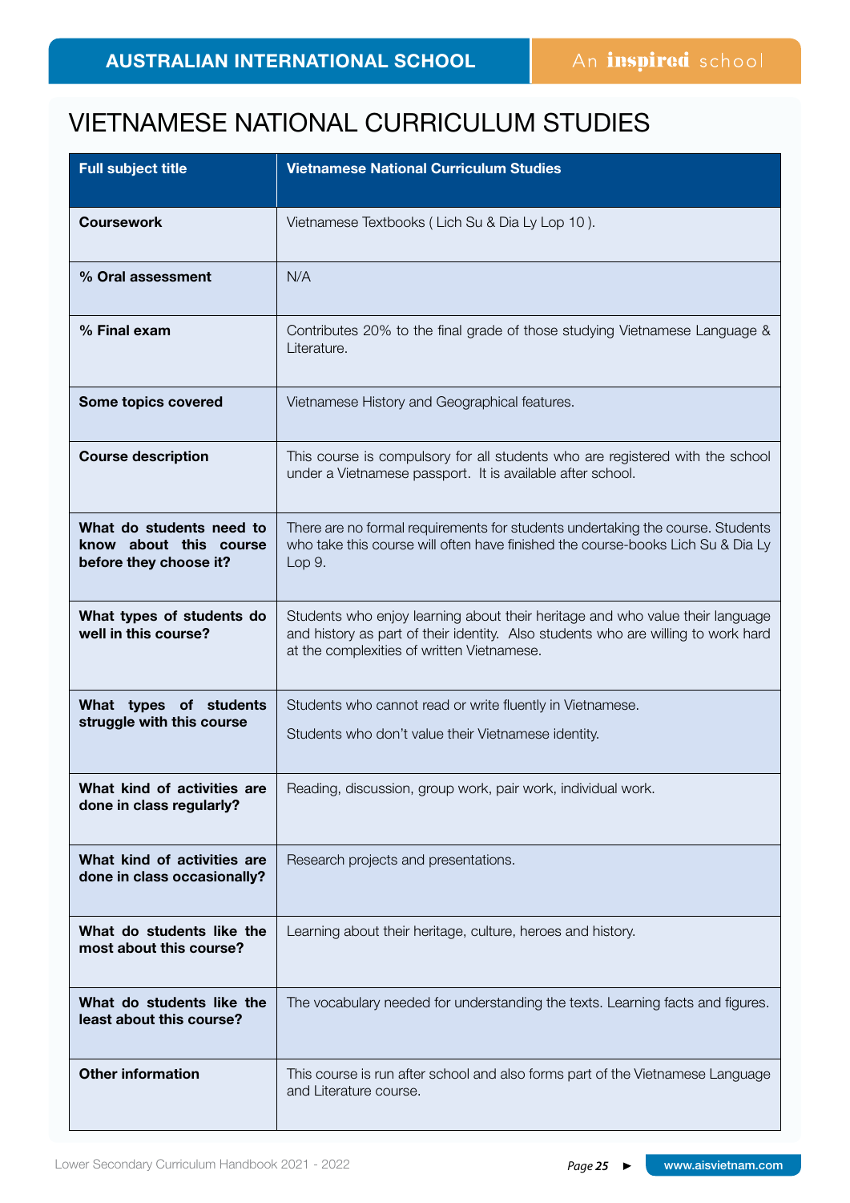# VIETNAMESE NATIONAL CURRICULUM STUDIES

| Full subject title | Vietnamese National Curriculum Studies |
|---|---|
| **Coursework** | Vietnamese Textbooks ( Lich Su & Dia Ly Lop 10 ). |
| **% Oral assessment** | N/A |
| **% Final exam** | Contributes 20% to the final grade of those studying Vietnamese Language & Literature. |
| **Some topics covered** | Vietnamese History and Geographical features. |
| **Course description** | This course is compulsory for all students who are registered with the school under a Vietnamese passport. It is available after school. |
| **What do students need to know about this course before they choose it?** | There are no formal requirements for students undertaking the course. Students who take this course will often have finished the course-books Lich Su & Dia Ly Lop 9. |
| **What types of students do well in this course?** | Students who enjoy learning about their heritage and who value their language and history as part of their identity. Also students who are willing to work hard at the complexities of written Vietnamese. |
| **What types of students struggle with this course** | Students who cannot read or write fluently in Vietnamese.<br>Students who don't value their Vietnamese identity. |
| **What kind of activities are done in class regularly?** | Reading, discussion, group work, pair work, individual work. |
| **What kind of activities are done in class occasionally?** | Research projects and presentations. |
| **What do students like the most about this course?** | Learning about their heritage, culture, heroes and history. |
| **What do students like the least about this course?** | The vocabulary needed for understanding the texts. Learning facts and figures. |
| **Other information** | This course is run after school and also forms part of the Vietnamese Language and Literature course. |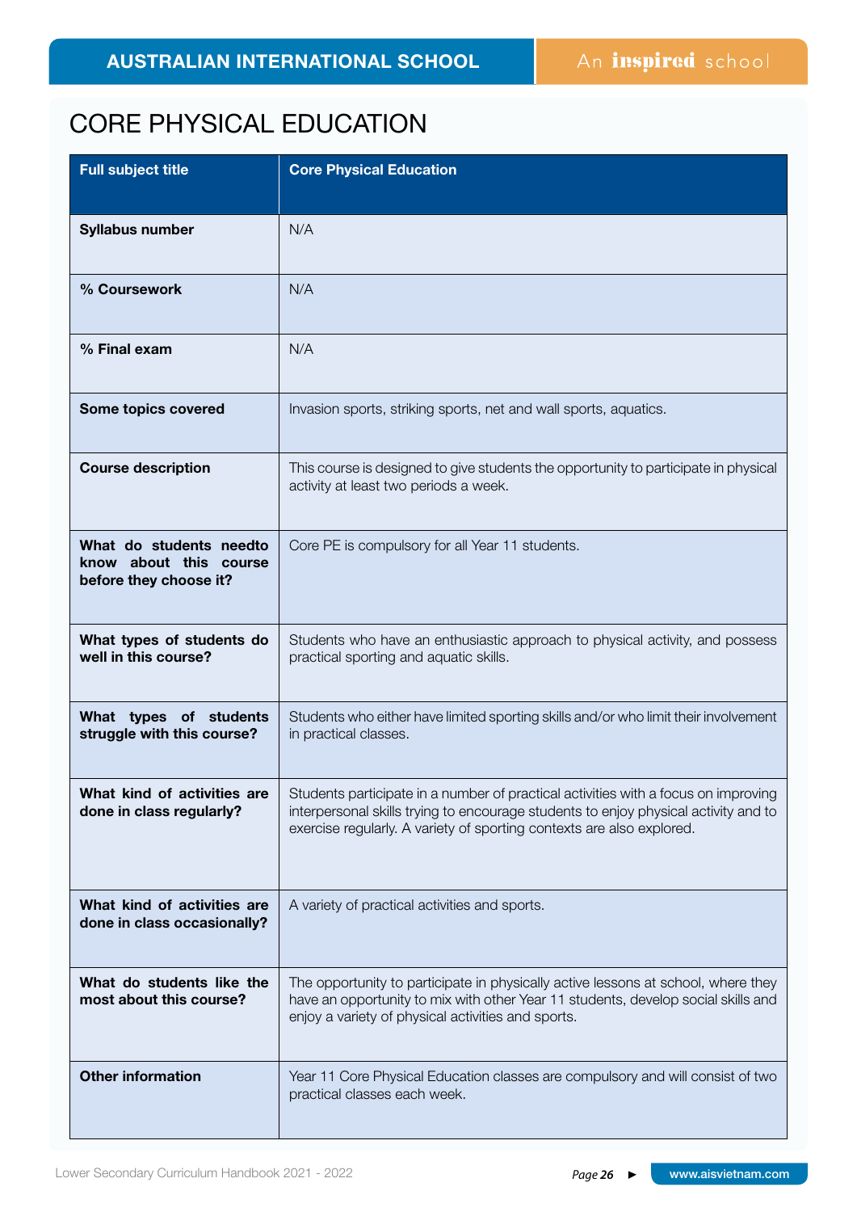# CORE PHYSICAL EDUCATION

| Full subject title | Core Physical Education |
|---|---|
| Syllabus number | N/A |
| % Coursework | N/A |
| % Final exam | N/A |
| Some topics covered | Invasion sports, striking sports, net and wall sports, aquatics. |
| Course description | This course is designed to give students the opportunity to participate in physical activity at least two periods a week. |
| What do students needto know about this course before they choose it? | Core PE is compulsory for all Year 11 students. |
| What types of students do well in this course? | Students who have an enthusiastic approach to physical activity, and possess practical sporting and aquatic skills. |
| What types of students struggle with this course? | Students who either have limited sporting skills and/or who limit their involvement in practical classes. |
| What kind of activities are done in class regularly? | Students participate in a number of practical activities with a focus on improving interpersonal skills trying to encourage students to enjoy physical activity and to exercise regularly. A variety of sporting contexts are also explored. |
| What kind of activities are done in class occasionally? | A variety of practical activities and sports. |
| What do students like the most about this course? | The opportunity to participate in physically active lessons at school, where they have an opportunity to mix with other Year 11 students, develop social skills and enjoy a variety of physical activities and sports. |
| Other information | Year 11 Core Physical Education classes are compulsory and will consist of two practical classes each week. |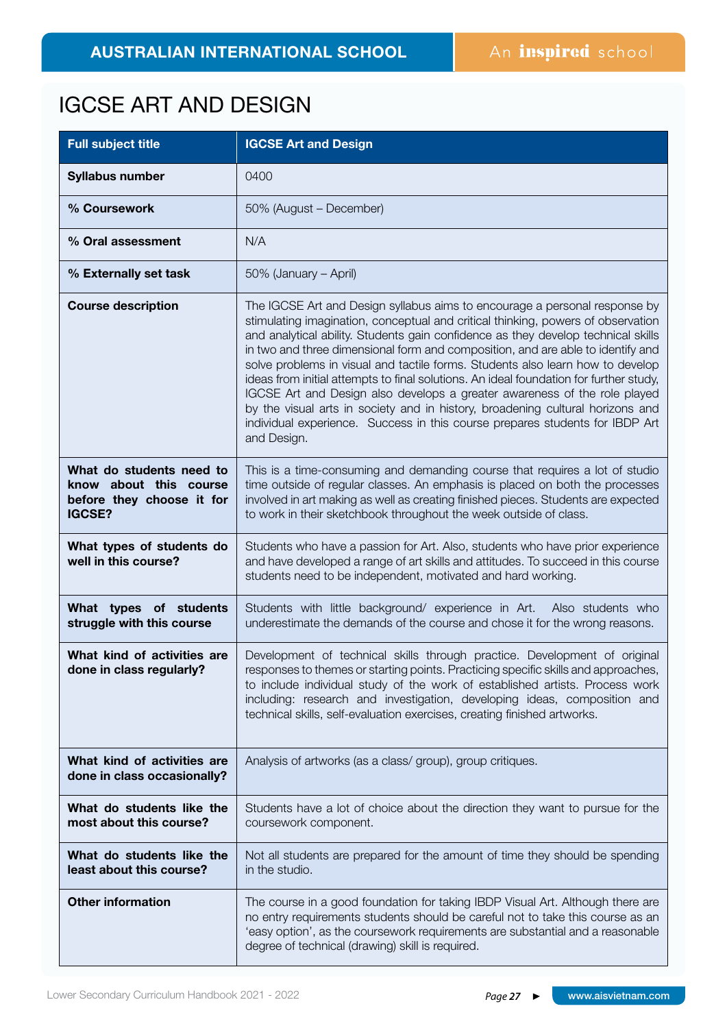# IGCSE ART AND DESIGN

| Full subject title | IGCSE Art and Design |
|---|---|
| **Syllabus number** | 0400 |
| **% Coursework** | 50% (August – December) |
| **% Oral assessment** | N/A |
| **% Externally set task** | 50% (January – April) |
| **Course description** | The IGCSE Art and Design syllabus aims to encourage a personal response by stimulating imagination, conceptual and critical thinking, powers of observation and analytical ability. Students gain confidence as they develop technical skills in two and three dimensional form and composition, and are able to identify and solve problems in visual and tactile forms. Students also learn how to develop ideas from initial attempts to final solutions. An ideal foundation for further study, IGCSE Art and Design also develops a greater awareness of the role played by the visual arts in society and in history, broadening cultural horizons and individual experience. Success in this course prepares students for IBDP Art and Design. |
| **What do students need to know about this course before they choose it for IGCSE?** | This is a time-consuming and demanding course that requires a lot of studio time outside of regular classes. An emphasis is placed on both the processes involved in art making as well as creating finished pieces. Students are expected to work in their sketchbook throughout the week outside of class. |
| **What types of students do well in this course?** | Students who have a passion for Art. Also, students who have prior experience and have developed a range of art skills and attitudes. To succeed in this course students need to be independent, motivated and hard working. |
| **What types of students struggle with this course** | Students with little background/ experience in Art. Also students who underestimate the demands of the course and chose it for the wrong reasons. |
| **What kind of activities are done in class regularly?** | Development of technical skills through practice. Development of original responses to themes or starting points. Practicing specific skills and approaches, to include individual study of the work of established artists. Process work including: research and investigation, developing ideas, composition and technical skills, self-evaluation exercises, creating finished artworks. |
| **What kind of activities are done in class occasionally?** | Analysis of artworks (as a class/ group), group critiques. |
| **What do students like the most about this course?** | Students have a lot of choice about the direction they want to pursue for the coursework component. |
| **What do students like the least about this course?** | Not all students are prepared for the amount of time they should be spending in the studio. |
| **Other information** | The course in a good foundation for taking IBDP Visual Art. Although there are no entry requirements students should be careful not to take this course as an 'easy option', as the coursework requirements are substantial and a reasonable degree of technical (drawing) skill is required. |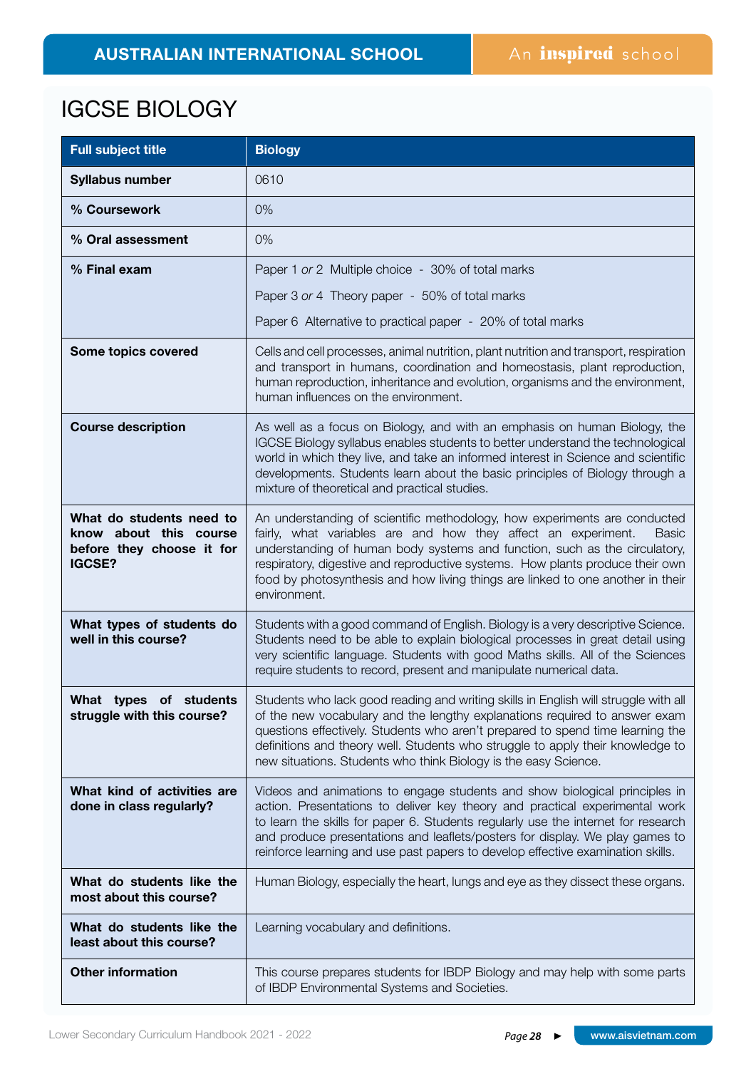# IGCSE BIOLOGY

| Full subject title | Biology |
|---|---|
| **Syllabus number** | 0610 |
| **% Coursework** | 0% |
| **% Oral assessment** | 0% |
| **% Final exam** | Paper 1 *or* 2 Multiple choice - 30% of total marks<br>Paper 3 *or* 4 Theory paper - 50% of total marks<br>Paper 6 Alternative to practical paper - 20% of total marks |
| **Some topics covered** | Cells and cell processes, animal nutrition, plant nutrition and transport, respiration and transport in humans, coordination and homeostasis, plant reproduction, human reproduction, inheritance and evolution, organisms and the environment, human influences on the environment. |
| **Course description** | As well as a focus on Biology, and with an emphasis on human Biology, the IGCSE Biology syllabus enables students to better understand the technological world in which they live, and take an informed interest in Science and scientific developments. Students learn about the basic principles of Biology through a mixture of theoretical and practical studies. |
| **What do students need to know about this course before they choose it for IGCSE?** | An understanding of scientific methodology, how experiments are conducted fairly, what variables are and how they affect an experiment. Basic understanding of human body systems and function, such as the circulatory, respiratory, digestive and reproductive systems. How plants produce their own food by photosynthesis and how living things are linked to one another in their environment. |
| **What types of students do well in this course?** | Students with a good command of English. Biology is a very descriptive Science. Students need to be able to explain biological processes in great detail using very scientific language. Students with good Maths skills. All of the Sciences require students to record, present and manipulate numerical data. |
| **What types of students struggle with this course?** | Students who lack good reading and writing skills in English will struggle with all of the new vocabulary and the lengthy explanations required to answer exam questions effectively. Students who aren't prepared to spend time learning the definitions and theory well. Students who struggle to apply their knowledge to new situations. Students who think Biology is the easy Science. |
| **What kind of activities are done in class regularly?** | Videos and animations to engage students and show biological principles in action. Presentations to deliver key theory and practical experimental work to learn the skills for paper 6. Students regularly use the internet for research and produce presentations and leaflets/posters for display. We play games to reinforce learning and use past papers to develop effective examination skills. |
| **What do students like the most about this course?** | Human Biology, especially the heart, lungs and eye as they dissect these organs. |
| **What do students like the least about this course?** | Learning vocabulary and definitions. |
| **Other information** | This course prepares students for IBDP Biology and may help with some parts of IBDP Environmental Systems and Societies. |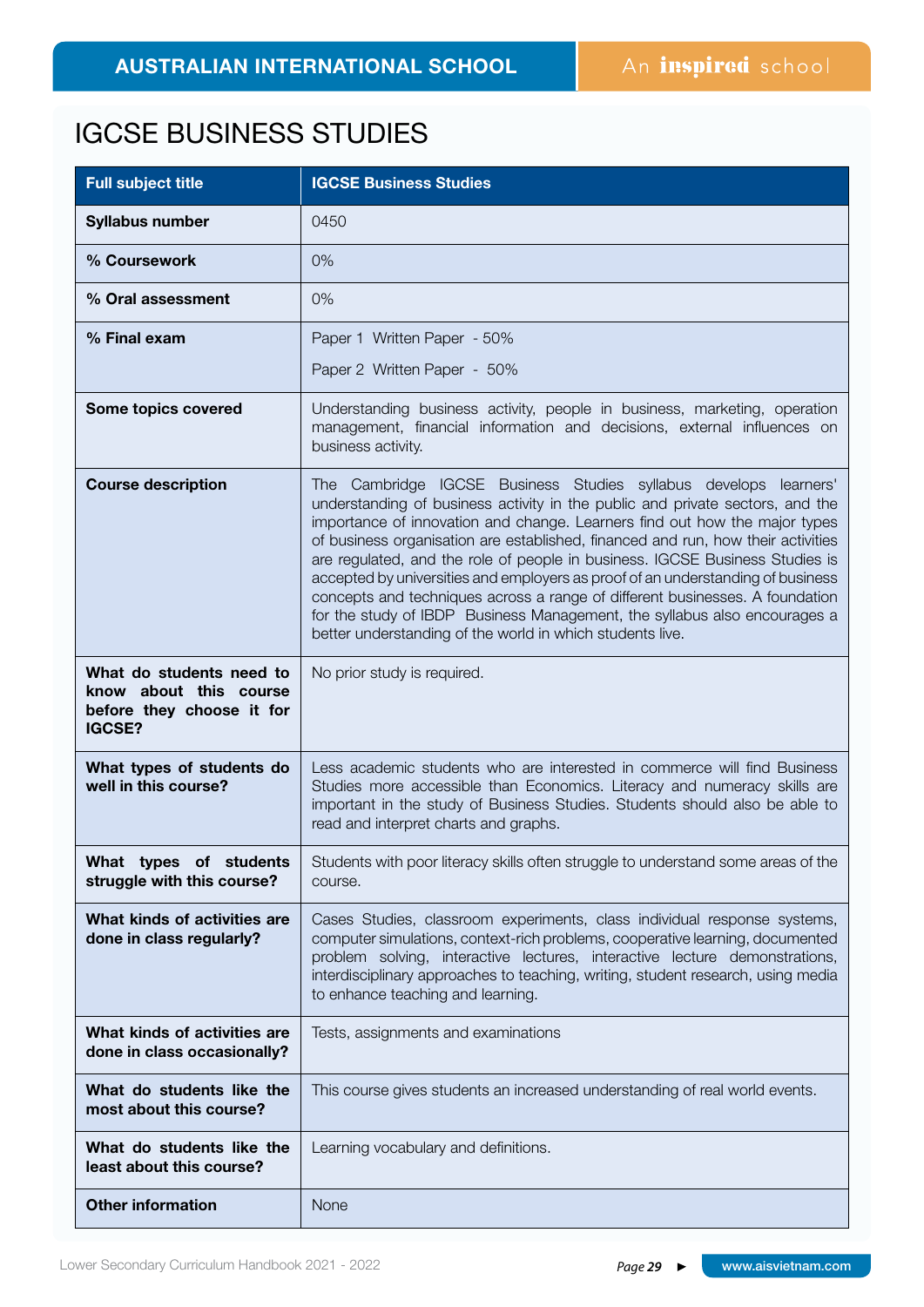# IGCSE BUSINESS STUDIES

| Full subject title | IGCSE Business Studies |
|---|---|
| **Syllabus number** | 0450 |
| **% Coursework** | 0% |
| **% Oral assessment** | 0% |
| **% Final exam** | Paper 1 Written Paper - 50%<br>Paper 2 Written Paper - 50% |
| **Some topics covered** | Understanding business activity, people in business, marketing, operation management, financial information and decisions, external influences on business activity. |
| **Course description** | The Cambridge IGCSE Business Studies syllabus develops learners' understanding of business activity in the public and private sectors, and the importance of innovation and change. Learners find out how the major types of business organisation are established, financed and run, how their activities are regulated, and the role of people in business. IGCSE Business Studies is accepted by universities and employers as proof of an understanding of business concepts and techniques across a range of different businesses. A foundation for the study of IBDP Business Management, the syllabus also encourages a better understanding of the world in which students live. |
| **What do students need to know about this course before they choose it for IGCSE?** | No prior study is required. |
| **What types of students do well in this course?** | Less academic students who are interested in commerce will find Business Studies more accessible than Economics. Literacy and numeracy skills are important in the study of Business Studies. Students should also be able to read and interpret charts and graphs. |
| **What types of students struggle with this course?** | Students with poor literacy skills often struggle to understand some areas of the course. |
| **What kinds of activities are done in class regularly?** | Cases Studies, classroom experiments, class individual response systems, computer simulations, context-rich problems, cooperative learning, documented problem solving, interactive lectures, interactive lecture demonstrations, interdisciplinary approaches to teaching, writing, student research, using media to enhance teaching and learning. |
| **What kinds of activities are done in class occasionally?** | Tests, assignments and examinations |
| **What do students like the most about this course?** | This course gives students an increased understanding of real world events. |
| **What do students like the least about this course?** | Learning vocabulary and definitions. |
| **Other information** | None |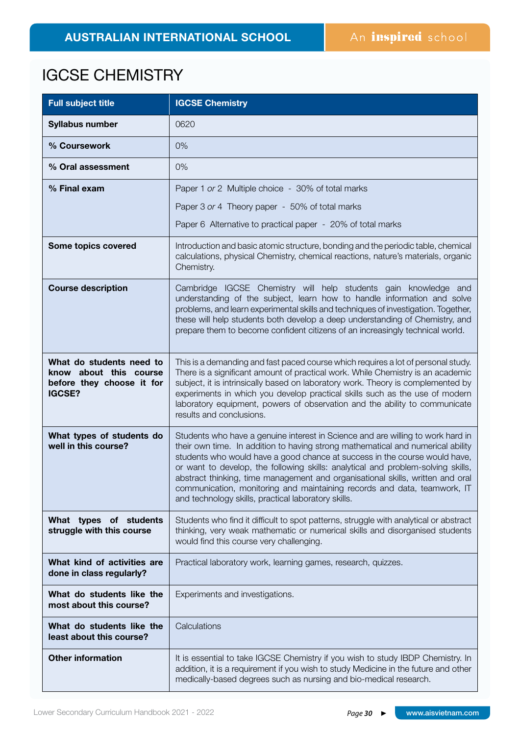# IGCSE CHEMISTRY

| Full subject title | IGCSE Chemistry |
|---|---|
| Syllabus number | 0620 |
| % Coursework | 0% |
| % Oral assessment | 0% |
| % Final exam | Paper 1 *or* 2 Multiple choice - 30% of total marks<br>Paper 3 *or* 4 Theory paper - 50% of total marks<br>Paper 6 Alternative to practical paper - 20% of total marks |
| Some topics covered | Introduction and basic atomic structure, bonding and the periodic table, chemical calculations, physical Chemistry, chemical reactions, nature's materials, organic Chemistry. |
| Course description | Cambridge IGCSE Chemistry will help students gain knowledge and understanding of the subject, learn how to handle information and solve problems, and learn experimental skills and techniques of investigation. Together, these will help students both develop a deep understanding of Chemistry, and prepare them to become confident citizens of an increasingly technical world. |
| What do students need to know about this course before they choose it for IGCSE? | This is a demanding and fast paced course which requires a lot of personal study. There is a significant amount of practical work. While Chemistry is an academic subject, it is intrinsically based on laboratory work. Theory is complemented by experiments in which you develop practical skills such as the use of modern laboratory equipment, powers of observation and the ability to communicate results and conclusions. |
| What types of students do well in this course? | Students who have a genuine interest in Science and are willing to work hard in their own time. In addition to having strong mathematical and numerical ability students who would have a good chance at success in the course would have, or want to develop, the following skills: analytical and problem-solving skills, abstract thinking, time management and organisational skills, written and oral communication, monitoring and maintaining records and data, teamwork, IT and technology skills, practical laboratory skills. |
| What types of students struggle with this course | Students who find it difficult to spot patterns, struggle with analytical or abstract thinking, very weak mathematic or numerical skills and disorganised students would find this course very challenging. |
| What kind of activities are done in class regularly? | Practical laboratory work, learning games, research, quizzes. |
| What do students like the most about this course? | Experiments and investigations. |
| What do students like the least about this course? | Calculations |
| Other information | It is essential to take IGCSE Chemistry if you wish to study IBDP Chemistry. In addition, it is a requirement if you wish to study Medicine in the future and other medically-based degrees such as nursing and bio-medical research. |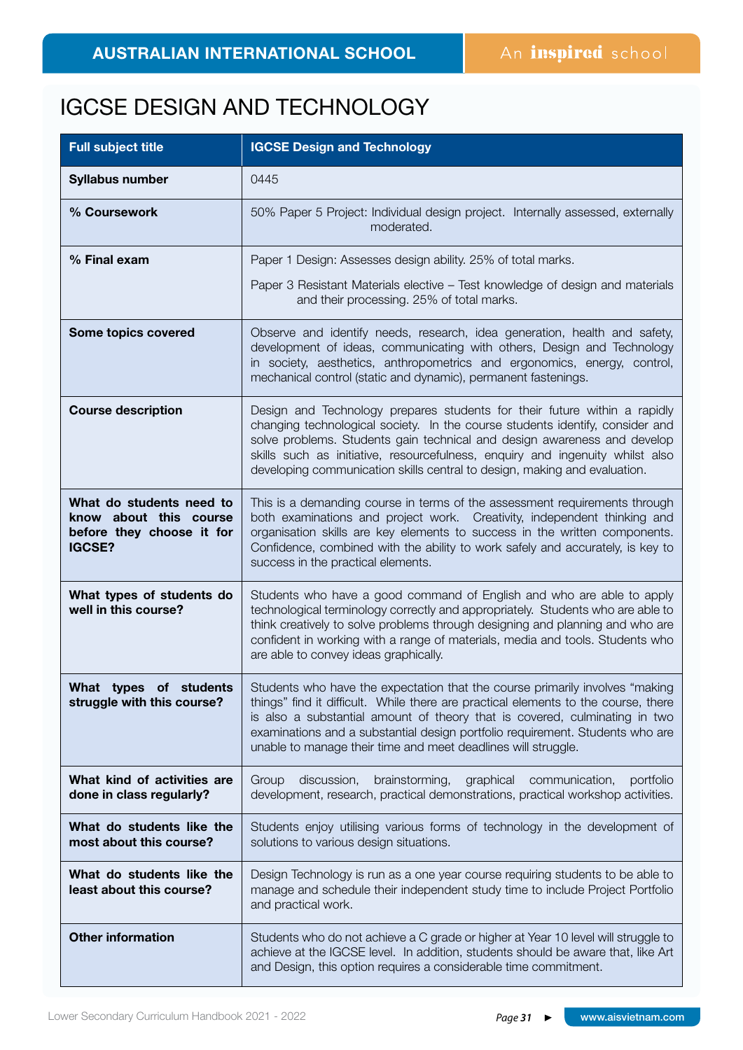# IGCSE DESIGN AND TECHNOLOGY

| Full subject title | IGCSE Design and Technology |
|---|---|
| Syllabus number | 0445 |
| % Coursework | 50% Paper 5 Project: Individual design project. Internally assessed, externally moderated. |
| % Final exam | Paper 1 Design: Assesses design ability. 25% of total marks.<br><br>Paper 3 Resistant Materials elective – Test knowledge of design and materials and their processing. 25% of total marks. |
| Some topics covered | Observe and identify needs, research, idea generation, health and safety, development of ideas, communicating with others, Design and Technology in society, aesthetics, anthropometrics and ergonomics, energy, control, mechanical control (static and dynamic), permanent fastenings. |
| Course description | Design and Technology prepares students for their future within a rapidly changing technological society. In the course students identify, consider and solve problems. Students gain technical and design awareness and develop skills such as initiative, resourcefulness, enquiry and ingenuity whilst also developing communication skills central to design, making and evaluation. |
| What do students need to know about this course before they choose it for IGCSE? | This is a demanding course in terms of the assessment requirements through both examinations and project work. Creativity, independent thinking and organisation skills are key elements to success in the written components. Confidence, combined with the ability to work safely and accurately, is key to success in the practical elements. |
| What types of students do well in this course? | Students who have a good command of English and who are able to apply technological terminology correctly and appropriately. Students who are able to think creatively to solve problems through designing and planning and who are confident in working with a range of materials, media and tools. Students who are able to convey ideas graphically. |
| What types of students struggle with this course? | Students who have the expectation that the course primarily involves "making things" find it difficult. While there are practical elements to the course, there is also a substantial amount of theory that is covered, culminating in two examinations and a substantial design portfolio requirement. Students who are unable to manage their time and meet deadlines will struggle. |
| What kind of activities are done in class regularly? | Group discussion, brainstorming, graphical communication, portfolio development, research, practical demonstrations, practical workshop activities. |
| What do students like the most about this course? | Students enjoy utilising various forms of technology in the development of solutions to various design situations. |
| What do students like the least about this course? | Design Technology is run as a one year course requiring students to be able to manage and schedule their independent study time to include Project Portfolio and practical work. |
| Other information | Students who do not achieve a C grade or higher at Year 10 level will struggle to achieve at the IGCSE level. In addition, students should be aware that, like Art and Design, this option requires a considerable time commitment. |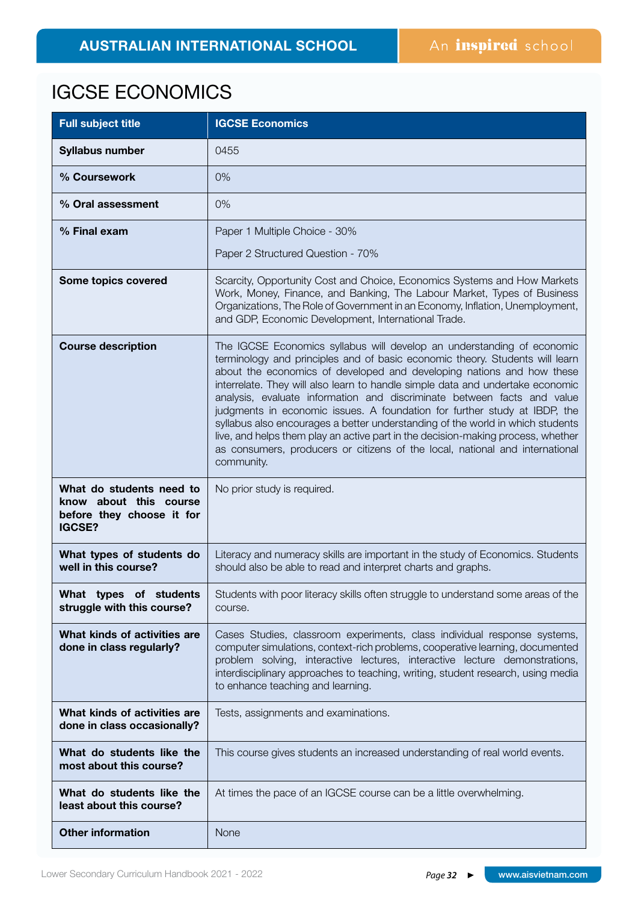# IGCSE ECONOMICS

| Full subject title | IGCSE Economics |
|---|---|
| **Syllabus number** | 0455 |
| **% Coursework** | 0% |
| **% Oral assessment** | 0% |
| **% Final exam** | Paper 1 Multiple Choice - 30%<br><br>Paper 2 Structured Question - 70% |
| **Some topics covered** | Scarcity, Opportunity Cost and Choice, Economics Systems and How Markets Work, Money, Finance, and Banking, The Labour Market, Types of Business Organizations, The Role of Government in an Economy, Inflation, Unemployment, and GDP, Economic Development, International Trade. |
| **Course description** | The IGCSE Economics syllabus will develop an understanding of economic terminology and principles and of basic economic theory. Students will learn about the economics of developed and developing nations and how these interrelate. They will also learn to handle simple data and undertake economic analysis, evaluate information and discriminate between facts and value judgments in economic issues. A foundation for further study at IBDP, the syllabus also encourages a better understanding of the world in which students live, and helps them play an active part in the decision-making process, whether as consumers, producers or citizens of the local, national and international community. |
| **What do students need to know about this course before they choose it for IGCSE?** | No prior study is required. |
| **What types of students do well in this course?** | Literacy and numeracy skills are important in the study of Economics. Students should also be able to read and interpret charts and graphs. |
| **What types of students struggle with this course?** | Students with poor literacy skills often struggle to understand some areas of the course. |
| **What kinds of activities are done in class regularly?** | Cases Studies, classroom experiments, class individual response systems, computer simulations, context-rich problems, cooperative learning, documented problem solving, interactive lectures, interactive lecture demonstrations, interdisciplinary approaches to teaching, writing, student research, using media to enhance teaching and learning. |
| **What kinds of activities are done in class occasionally?** | Tests, assignments and examinations. |
| **What do students like the most about this course?** | This course gives students an increased understanding of real world events. |
| **What do students like the least about this course?** | At times the pace of an IGCSE course can be a little overwhelming. |
| **Other information** | None |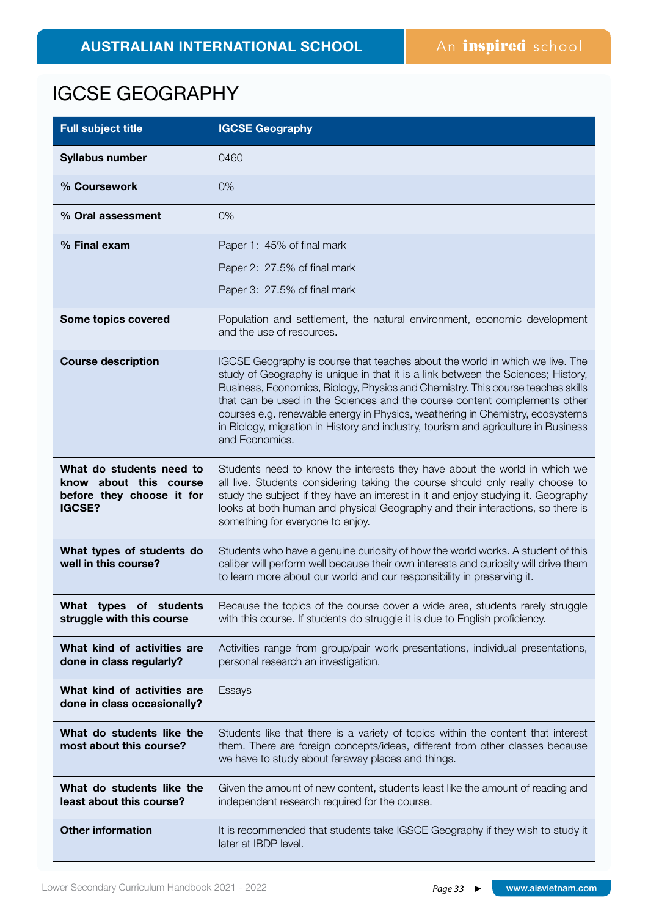# IGCSE GEOGRAPHY

| Full subject title | IGCSE Geography |
| --- | --- |
| **Syllabus number** | 0460 |
| **% Coursework** | 0% |
| **% Oral assessment** | 0% |
| **% Final exam** | Paper 1: 45% of final mark<br>Paper 2: 27.5% of final mark<br>Paper 3: 27.5% of final mark |
| **Some topics covered** | Population and settlement, the natural environment, economic development and the use of resources. |
| **Course description** | IGCSE Geography is course that teaches about the world in which we live. The study of Geography is unique in that it is a link between the Sciences; History, Business, Economics, Biology, Physics and Chemistry. This course teaches skills that can be used in the Sciences and the course content complements other courses e.g. renewable energy in Physics, weathering in Chemistry, ecosystems in Biology, migration in History and industry, tourism and agriculture in Business and Economics. |
| **What do students need to know about this course before they choose it for IGCSE?** | Students need to know the interests they have about the world in which we all live. Students considering taking the course should only really choose to study the subject if they have an interest in it and enjoy studying it. Geography looks at both human and physical Geography and their interactions, so there is something for everyone to enjoy. |
| **What types of students do well in this course?** | Students who have a genuine curiosity of how the world works. A student of this caliber will perform well because their own interests and curiosity will drive them to learn more about our world and our responsibility in preserving it. |
| **What types of students struggle with this course** | Because the topics of the course cover a wide area, students rarely struggle with this course. If students do struggle it is due to English proficiency. |
| **What kind of activities are done in class regularly?** | Activities range from group/pair work presentations, individual presentations, personal research an investigation. |
| **What kind of activities are done in class occasionally?** | Essays |
| **What do students like the most about this course?** | Students like that there is a variety of topics within the content that interest them. There are foreign concepts/ideas, different from other classes because we have to study about faraway places and things. |
| **What do students like the least about this course?** | Given the amount of new content, students least like the amount of reading and independent research required for the course. |
| **Other information** | It is recommended that students take IGSCE Geography if they wish to study it later at IBDP level. |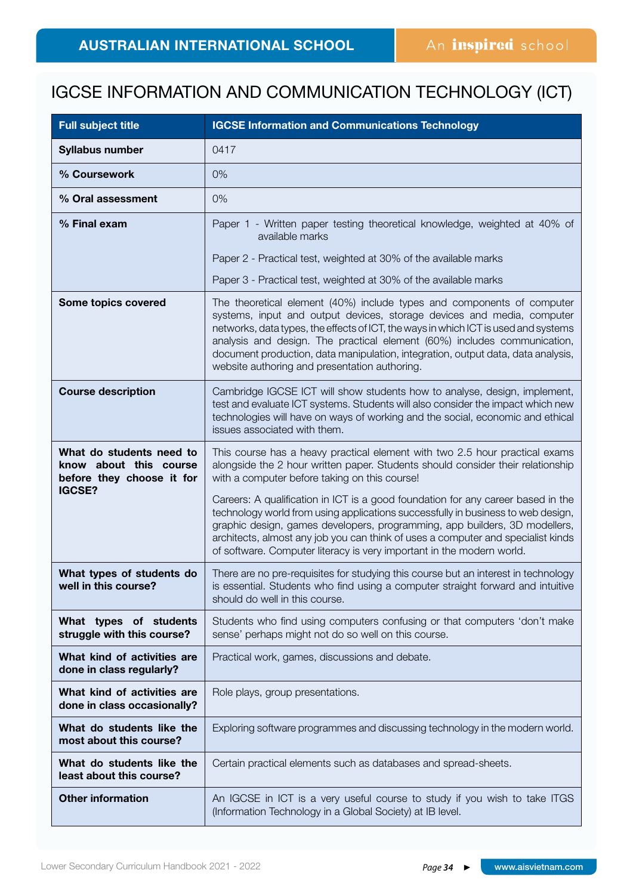# IGCSE INFORMATION AND COMMUNICATION TECHNOLOGY (ICT)

| Full subject title | IGCSE Information and Communications Technology |
|---|---|
| Syllabus number | 0417 |
| % Coursework | 0% |
| % Oral assessment | 0% |
| % Final exam | Paper 1 - Written paper testing theoretical knowledge, weighted at 40% of available marks<br><br>Paper 2 - Practical test, weighted at 30% of the available marks<br><br>Paper 3 - Practical test, weighted at 30% of the available marks |
| Some topics covered | The theoretical element (40%) include types and components of computer systems, input and output devices, storage devices and media, computer networks, data types, the effects of ICT, the ways in which ICT is used and systems analysis and design. The practical element (60%) includes communication, document production, data manipulation, integration, output data, data analysis, website authoring and presentation authoring. |
| Course description | Cambridge IGCSE ICT will show students how to analyse, design, implement, test and evaluate ICT systems. Students will also consider the impact which new technologies will have on ways of working and the social, economic and ethical issues associated with them. |
| What do students need to know about this course before they choose it for IGCSE? | This course has a heavy practical element with two 2.5 hour practical exams alongside the 2 hour written paper. Students should consider their relationship with a computer before taking on this course!<br><br>Careers: A qualification in ICT is a good foundation for any career based in the technology world from using applications successfully in business to web design, graphic design, games developers, programming, app builders, 3D modellers, architects, almost any job you can think of uses a computer and specialist kinds of software. Computer literacy is very important in the modern world. |
| What types of students do well in this course? | There are no pre-requisites for studying this course but an interest in technology is essential. Students who find using a computer straight forward and intuitive should do well in this course. |
| What types of students struggle with this course? | Students who find using computers confusing or that computers 'don't make sense' perhaps might not do so well on this course. |
| What kind of activities are done in class regularly? | Practical work, games, discussions and debate. |
| What kind of activities are done in class occasionally? | Role plays, group presentations. |
| What do students like the most about this course? | Exploring software programmes and discussing technology in the modern world. |
| What do students like the least about this course? | Certain practical elements such as databases and spread-sheets. |
| Other information | An IGCSE in ICT is a very useful course to study if you wish to take ITGS (Information Technology in a Global Society) at IB level. |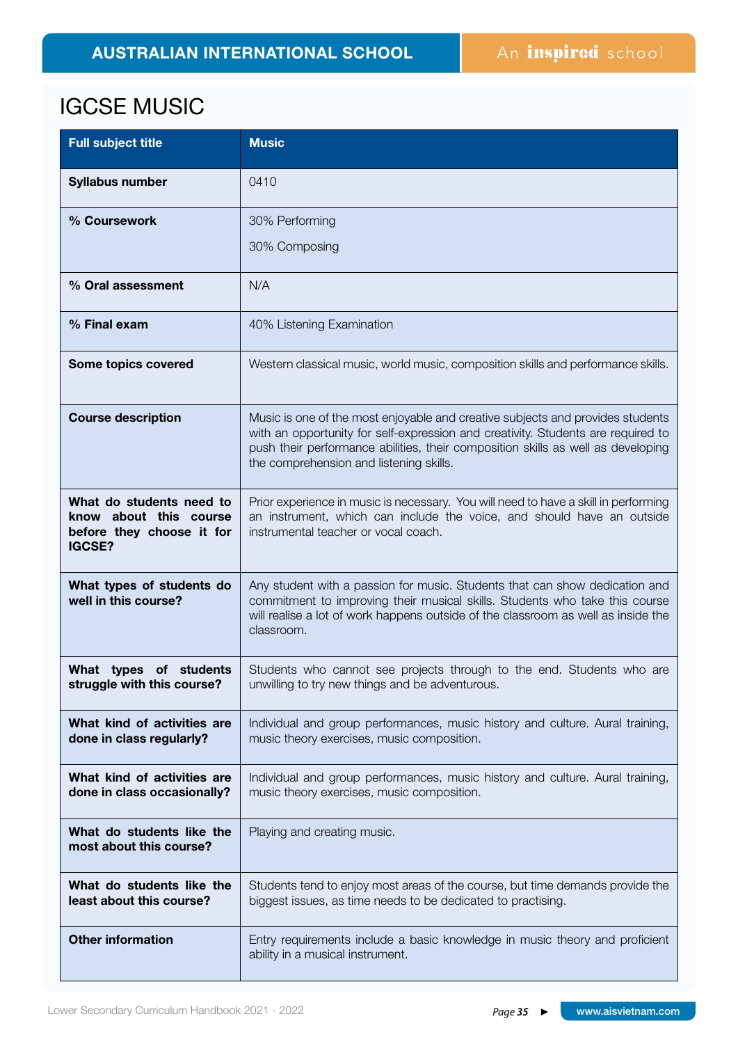# IGCSE MUSIC

| Full subject title | Music |
|---|---|
| **Syllabus number** | 0410 |
| **% Coursework** | 30% Performing<br>30% Composing |
| **% Oral assessment** | N/A |
| **% Final exam** | 40% Listening Examination |
| **Some topics covered** | Western classical music, world music, composition skills and performance skills. |
| **Course description** | Music is one of the most enjoyable and creative subjects and provides students with an opportunity for self-expression and creativity. Students are required to push their performance abilities, their composition skills as well as developing the comprehension and listening skills. |
| **What do students need to know about this course before they choose it for IGCSE?** | Prior experience in music is necessary. You will need to have a skill in performing an instrument, which can include the voice, and should have an outside instrumental teacher or vocal coach. |
| **What types of students do well in this course?** | Any student with a passion for music. Students that can show dedication and commitment to improving their musical skills. Students who take this course will realise a lot of work happens outside of the classroom as well as inside the classroom. |
| **What types of students struggle with this course?** | Students who cannot see projects through to the end. Students who are unwilling to try new things and be adventurous. |
| **What kind of activities are done in class regularly?** | Individual and group performances, music history and culture. Aural training, music theory exercises, music composition. |
| **What kind of activities are done in class occasionally?** | Individual and group performances, music history and culture. Aural training, music theory exercises, music composition. |
| **What do students like the most about this course?** | Playing and creating music. |
| **What do students like the least about this course?** | Students tend to enjoy most areas of the course, but time demands provide the biggest issues, as time needs to be dedicated to practising. |
| **Other information** | Entry requirements include a basic knowledge in music theory and proficient ability in a musical instrument. |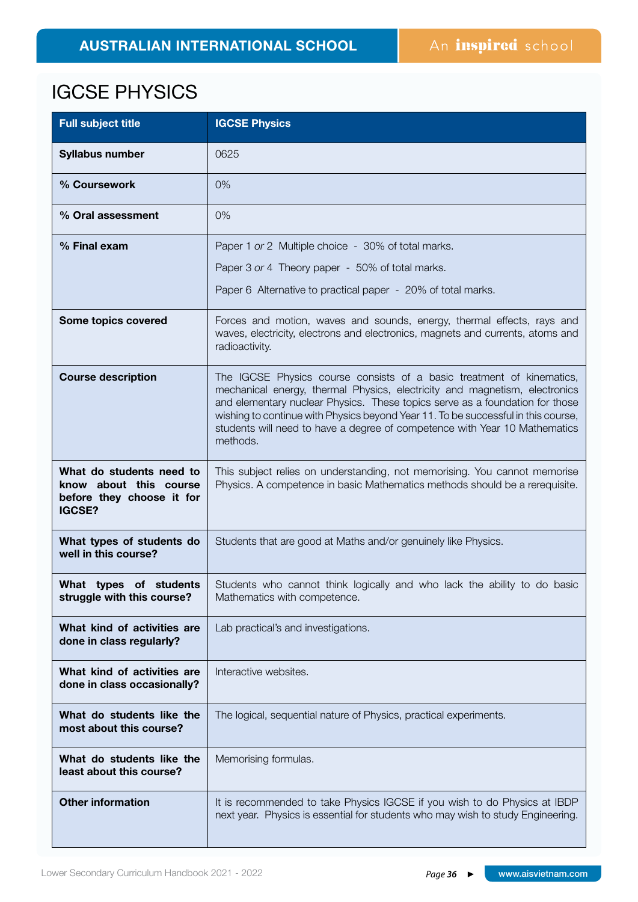# IGCSE PHYSICS

| Full subject title | IGCSE Physics |
| --- | --- |
| **Syllabus number** | 0625 |
| **% Coursework** | 0% |
| **% Oral assessment** | 0% |
| **% Final exam** | Paper 1 *or* 2 Multiple choice - 30% of total marks.<br>Paper 3 *or* 4 Theory paper - 50% of total marks.<br>Paper 6 Alternative to practical paper - 20% of total marks. |
| **Some topics covered** | Forces and motion, waves and sounds, energy, thermal effects, rays and waves, electricity, electrons and electronics, magnets and currents, atoms and radioactivity. |
| **Course description** | The IGCSE Physics course consists of a basic treatment of kinematics, mechanical energy, thermal Physics, electricity and magnetism, electronics and elementary nuclear Physics. These topics serve as a foundation for those wishing to continue with Physics beyond Year 11. To be successful in this course, students will need to have a degree of competence with Year 10 Mathematics methods. |
| **What do students need to know about this course before they choose it for IGCSE?** | This subject relies on understanding, not memorising. You cannot memorise Physics. A competence in basic Mathematics methods should be a rerequisite. |
| **What types of students do well in this course?** | Students that are good at Maths and/or genuinely like Physics. |
| **What types of students struggle with this course?** | Students who cannot think logically and who lack the ability to do basic Mathematics with competence. |
| **What kind of activities are done in class regularly?** | Lab practical's and investigations. |
| **What kind of activities are done in class occasionally?** | Interactive websites. |
| **What do students like the most about this course?** | The logical, sequential nature of Physics, practical experiments. |
| **What do students like the least about this course?** | Memorising formulas. |
| **Other information** | It is recommended to take Physics IGCSE if you wish to do Physics at IBDP next year. Physics is essential for students who may wish to study Engineering. |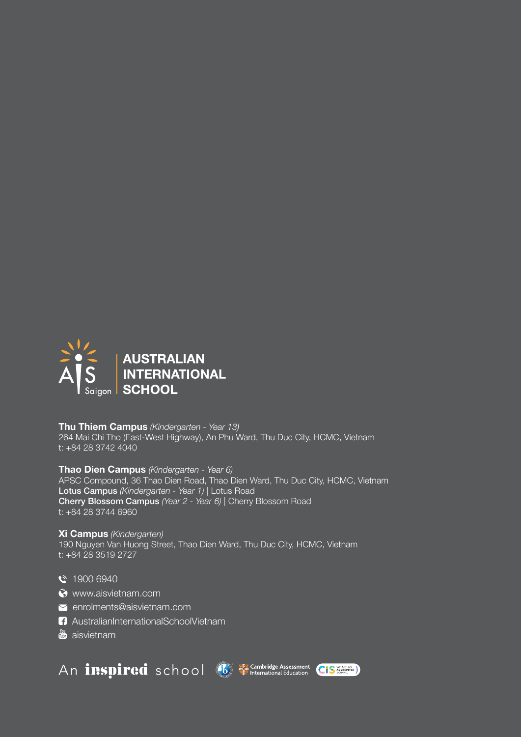# AUSTRALIAN INTERNATIONAL SCHOOL

AIS Saigon

**Thu Thiem Campus** *(Kindergarten - Year 13)*
264 Mai Chi Tho (East-West Highway), An Phu Ward, Thu Duc City, HCMC, Vietnam
t: +84 28 3742 4040

**Thao Dien Campus** *(Kindergarten - Year 6)*
APSC Compound, 36 Thao Dien Road, Thao Dien Ward, Thu Duc City, HCMC, Vietnam
**Lotus Campus** *(Kindergarten - Year 1)* | Lotus Road
**Cherry Blossom Campus** *(Year 2 - Year 6)* | Cherry Blossom Road
t: +84 28 3744 6960

**Xi Campus** *(Kindergarten)*
190 Nguyen Van Huong Street, Thao Dien Ward, Thu Duc City, HCMC, Vietnam
t: +84 28 3519 2727

1900 6940
www.aisvietnam.com
enrolments@aisvietnam.com
AustralianInternationalSchoolVietnam
aisvietnam

An **inspired** school

Cambridge Assessment International Education

CIS WE ARE AN ACCREDITED SCHOOL